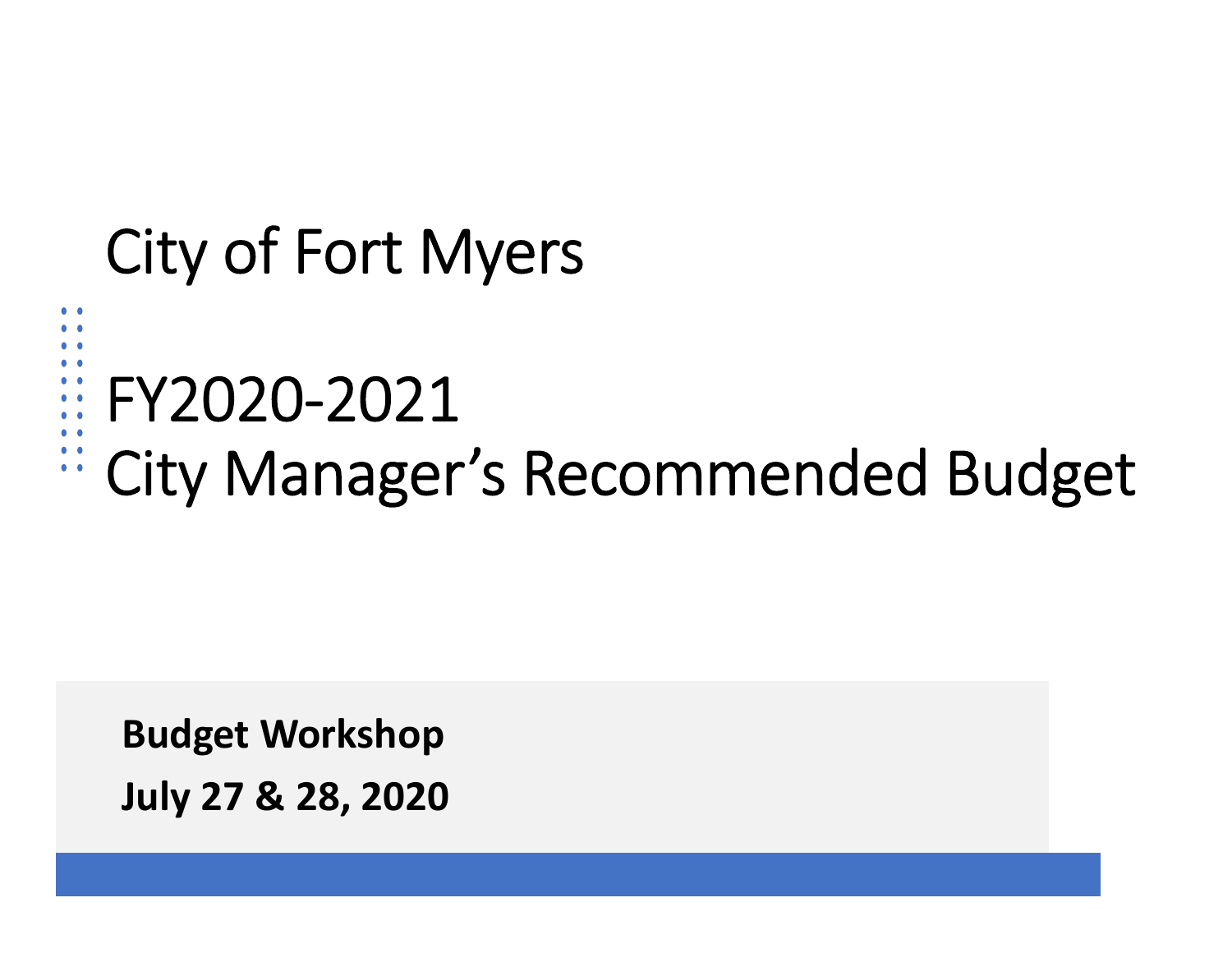# City of Fort Myers

# FY2020-2021
# City Manager's Recommended Budget

**Budget Workshop**

**July 27 & 28, 2020**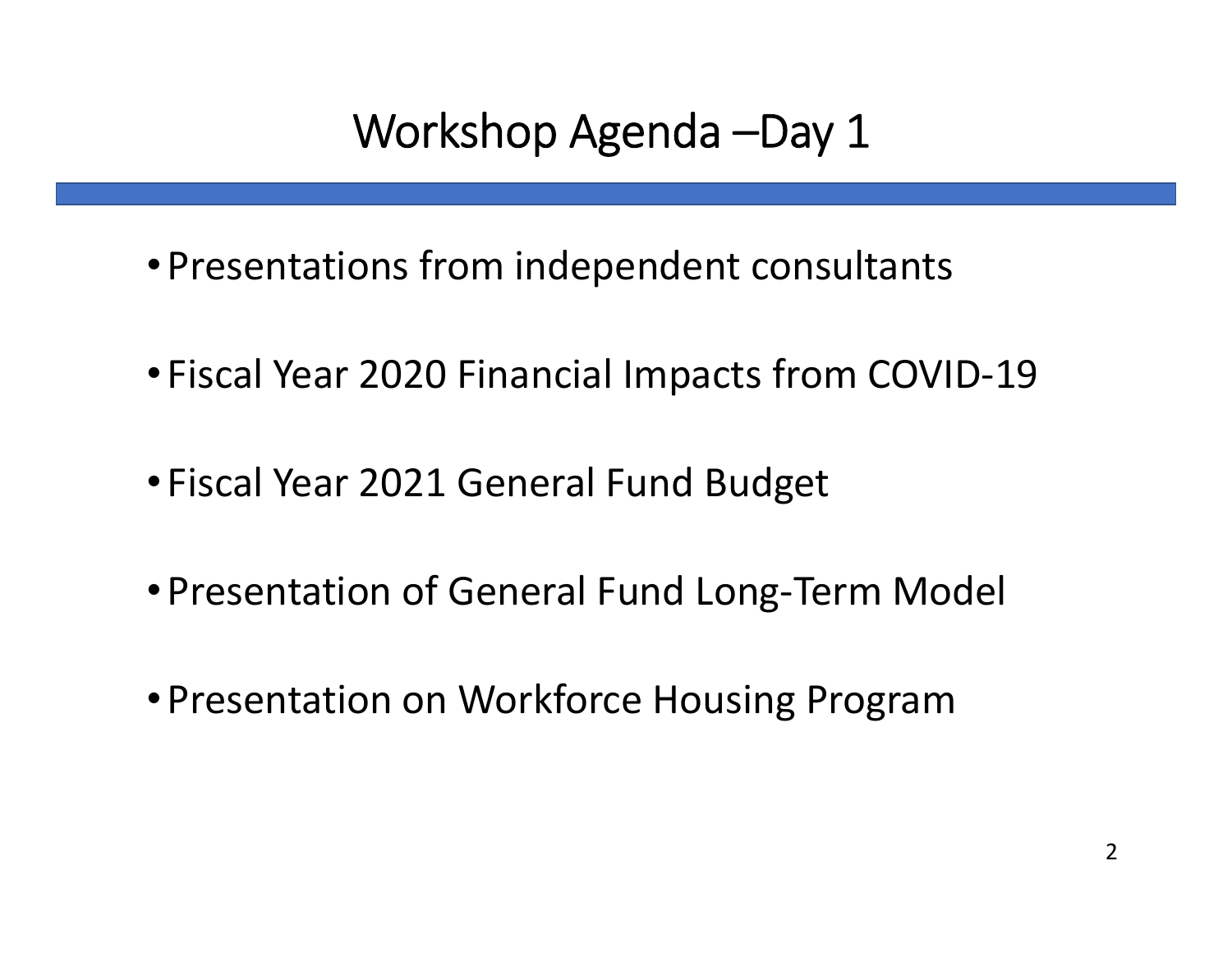# Workshop Agenda –Day 1

- Presentations from independent consultants
- Fiscal Year 2020 Financial Impacts from COVID-19
- Fiscal Year 2021 General Fund Budget
- Presentation of General Fund Long-Term Model
- Presentation on Workforce Housing Program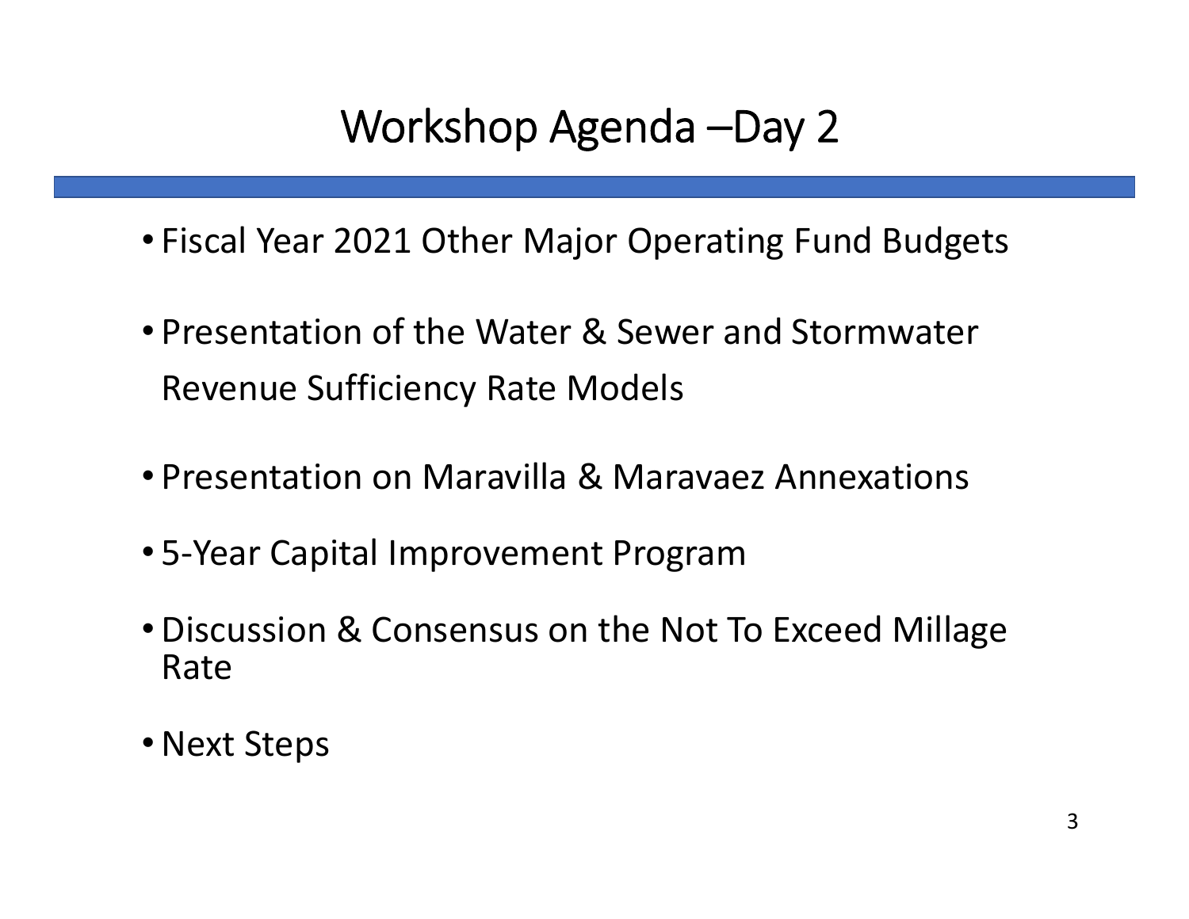# Workshop Agenda –Day 2

- Fiscal Year 2021 Other Major Operating Fund Budgets
- Presentation of the Water & Sewer and Stormwater Revenue Sufficiency Rate Models
- Presentation on Maravilla & Maravaez Annexations
- 5-Year Capital Improvement Program
- Discussion & Consensus on the Not To Exceed Millage Rate
- Next Steps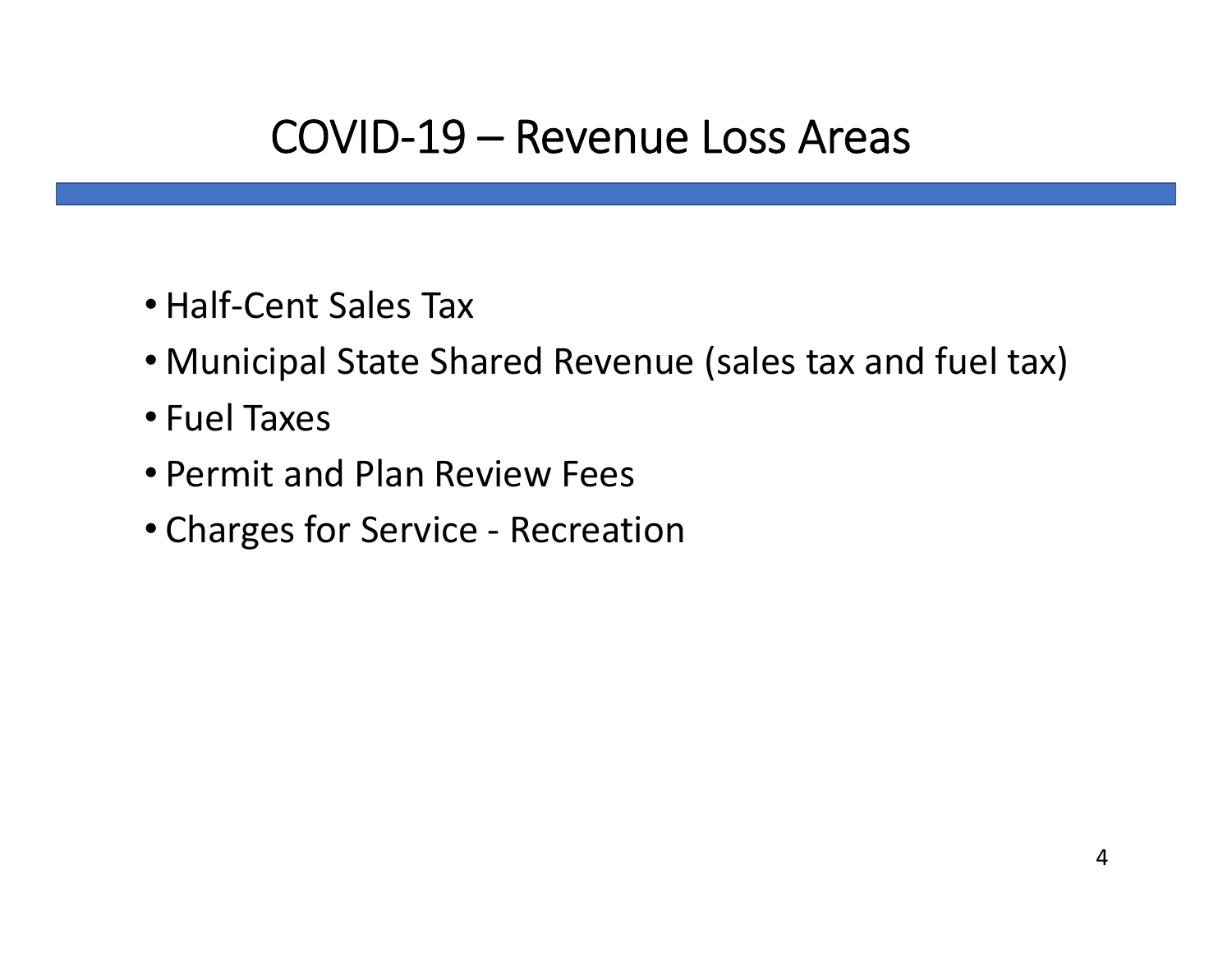# COVID-19 – Revenue Loss Areas

- Half-Cent Sales Tax
- Municipal State Shared Revenue (sales tax and fuel tax)
- Fuel Taxes
- Permit and Plan Review Fees
- Charges for Service - Recreation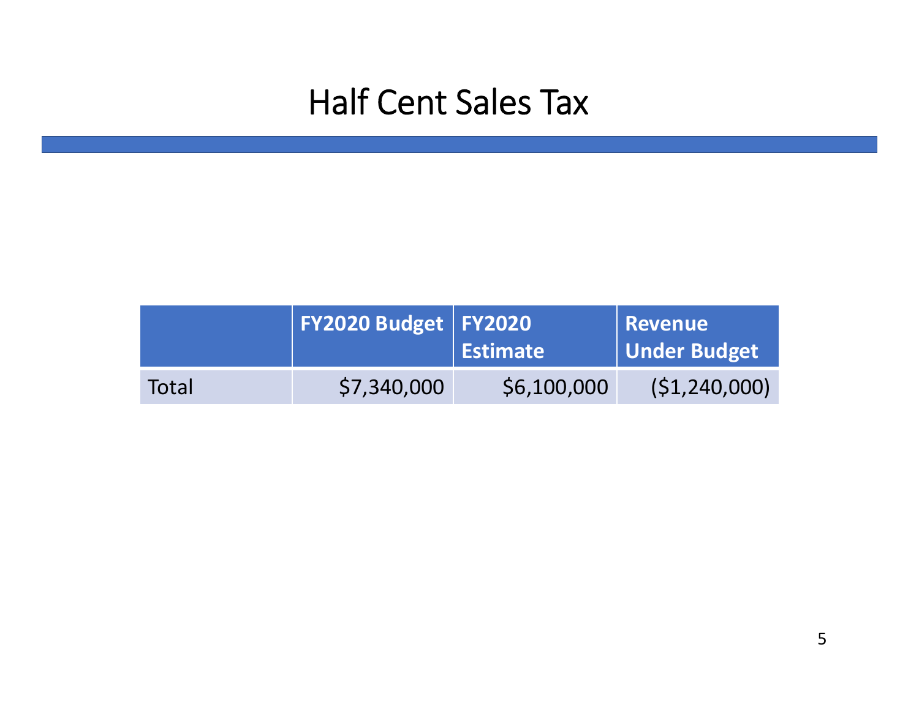# Half Cent Sales Tax

| | FY2020 Budget | FY2020 Estimate | Revenue Under Budget |
|---|---|---|---|
| Total | $7,340,000 | $6,100,000 | ($1,240,000) |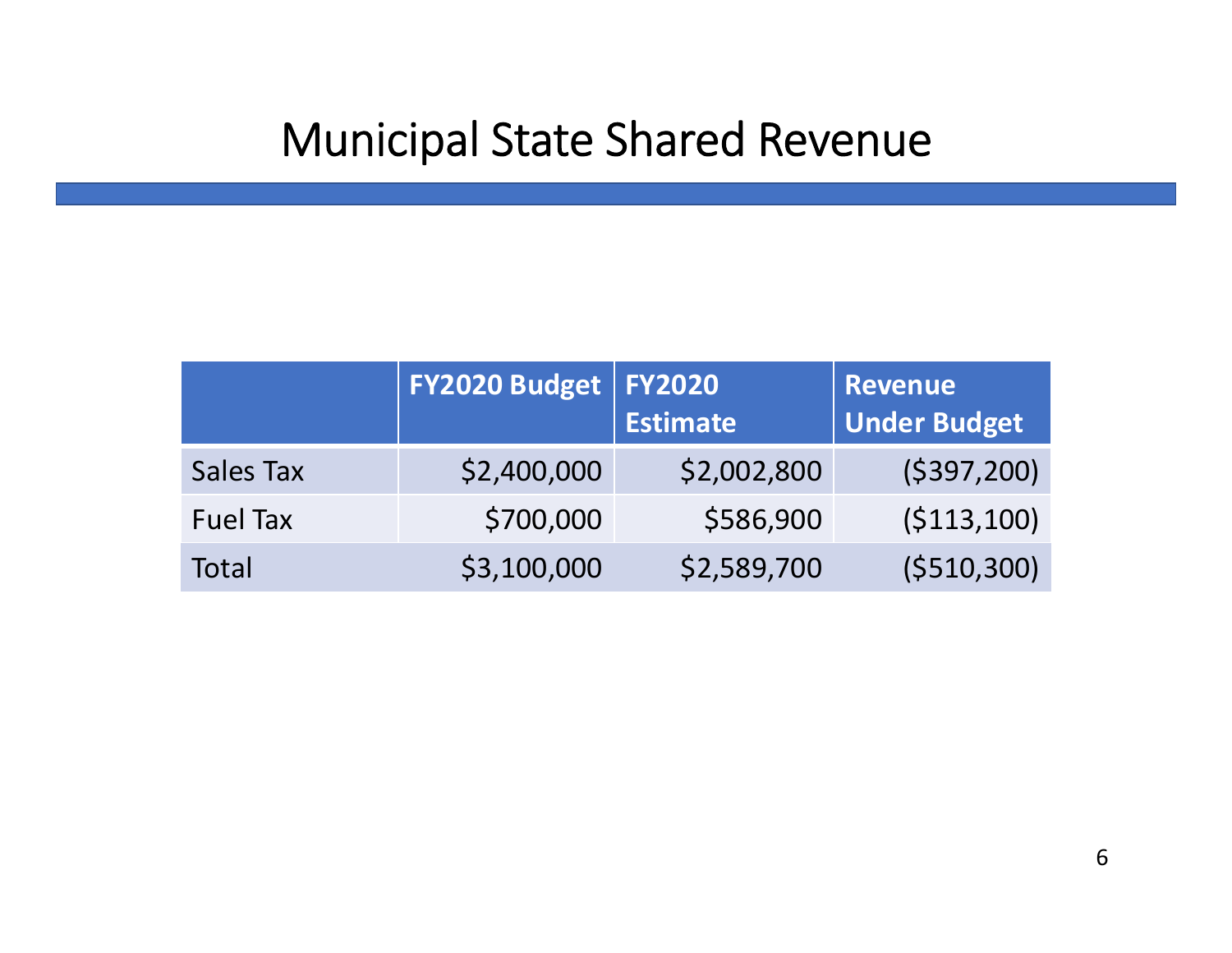# Municipal State Shared Revenue

| | FY2020 Budget | FY2020 Estimate | Revenue Under Budget |
|---|---|---|---|
| Sales Tax | $2,400,000 | $2,002,800 | ($397,200) |
| Fuel Tax | $700,000 | $586,900 | ($113,100) |
| Total | $3,100,000 | $2,589,700 | ($510,300) |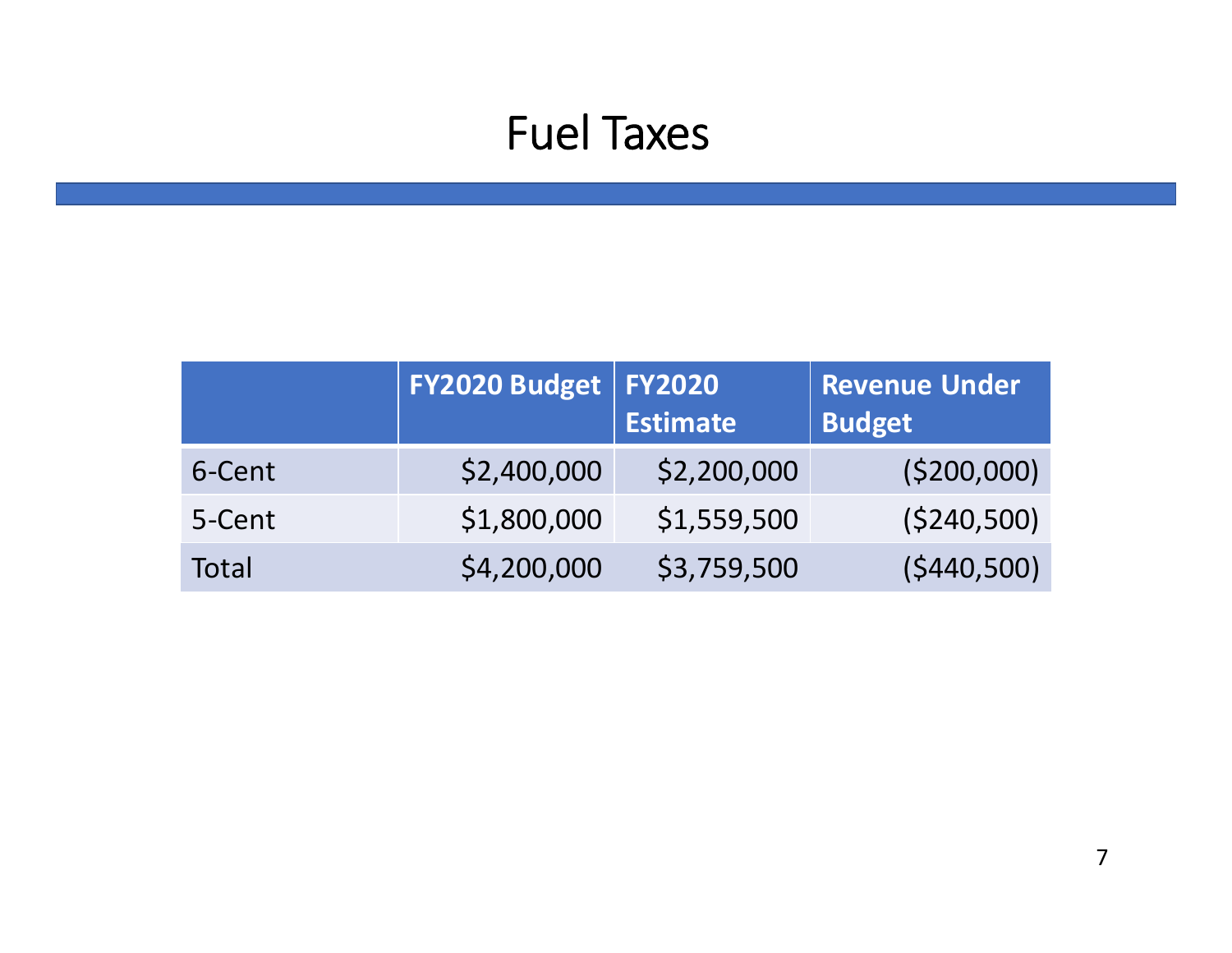# Fuel Taxes

| | FY2020 Budget | FY2020 Estimate | Revenue Under Budget |
|---|---|---|---|
| 6-Cent | $2,400,000 | $2,200,000 | ($200,000) |
| 5-Cent | $1,800,000 | $1,559,500 | ($240,500) |
| Total | $4,200,000 | $3,759,500 | ($440,500) |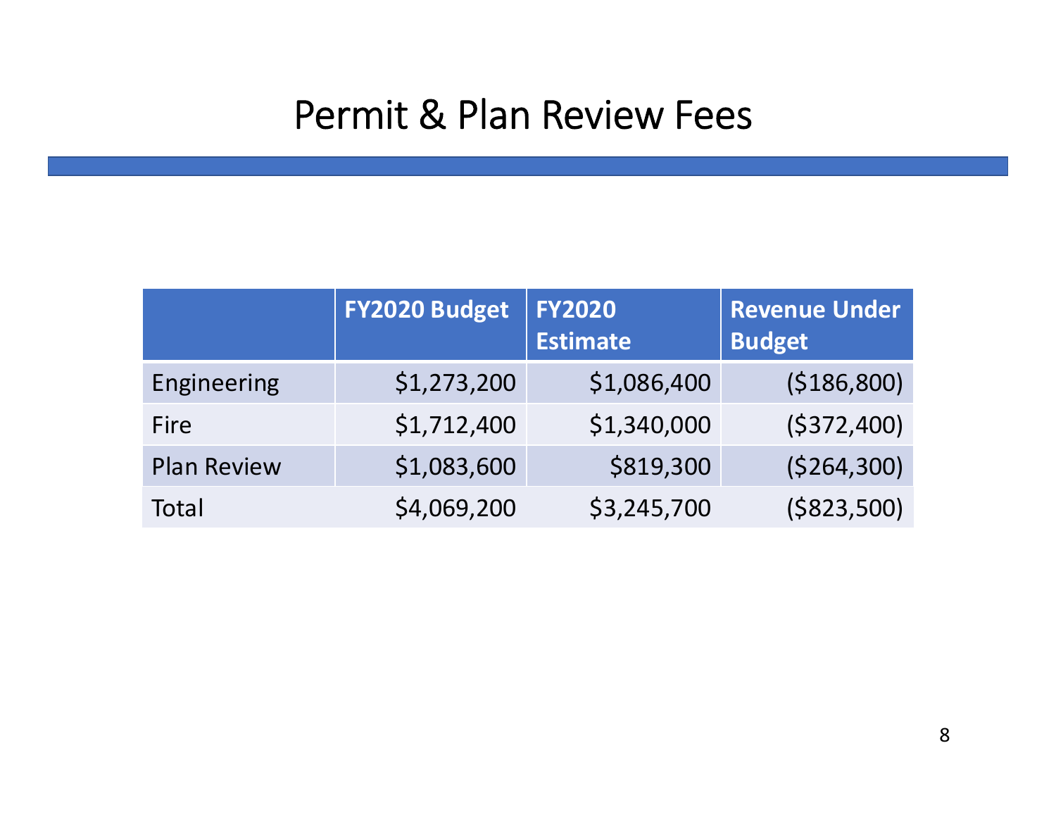# Permit & Plan Review Fees

| | FY2020 Budget | FY2020 Estimate | Revenue Under Budget |
|---|---|---|---|
| Engineering | $1,273,200 | $1,086,400 | ($186,800) |
| Fire | $1,712,400 | $1,340,000 | ($372,400) |
| Plan Review | $1,083,600 | $819,300 | ($264,300) |
| Total | $4,069,200 | $3,245,700 | ($823,500) |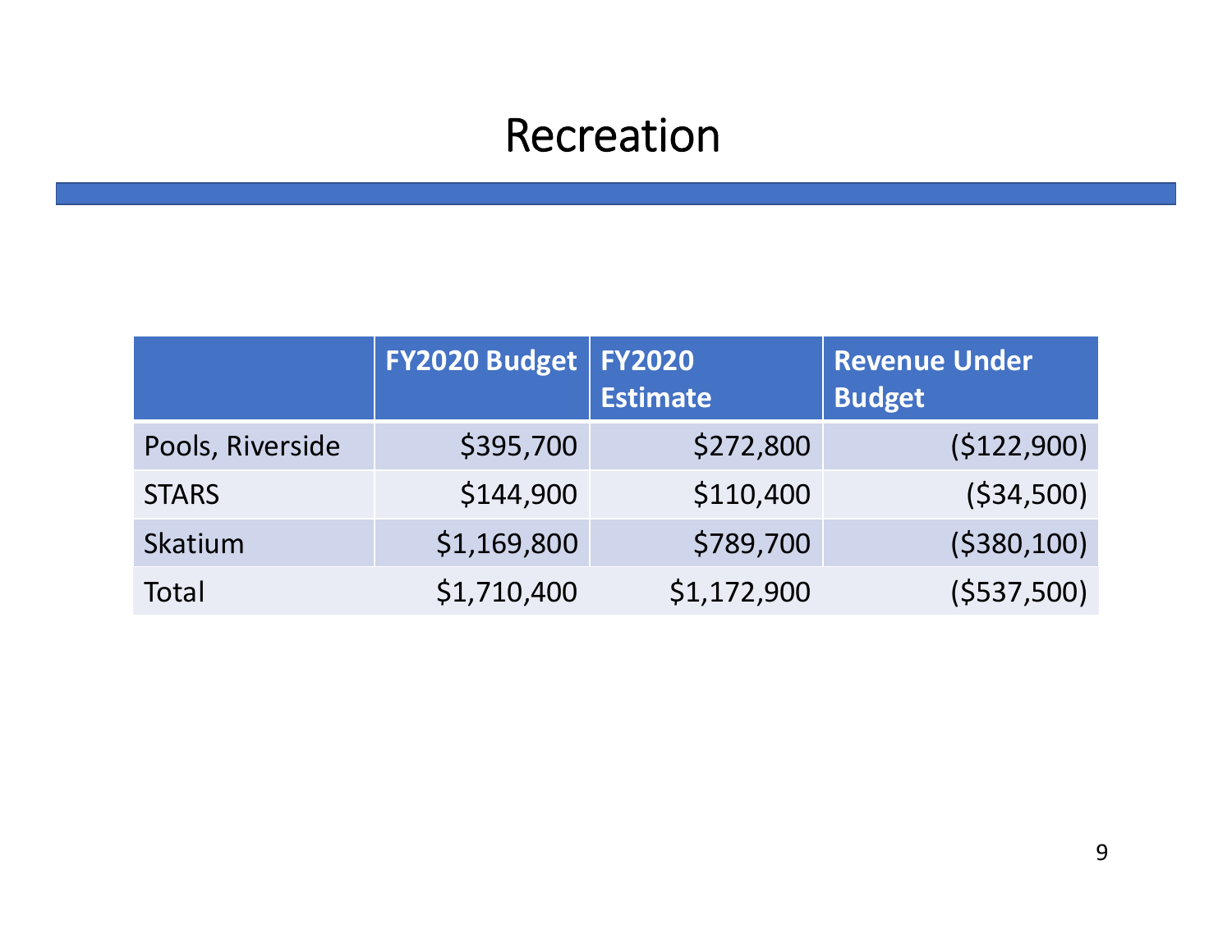# Recreation

| | FY2020 Budget | FY2020 Estimate | Revenue Under Budget |
|---|---|---|---|
| Pools, Riverside | $395,700 | $272,800 | ($122,900) |
| STARS | $144,900 | $110,400 | ($34,500) |
| Skatium | $1,169,800 | $789,700 | ($380,100) |
| Total | $1,710,400 | $1,172,900 | ($537,500) |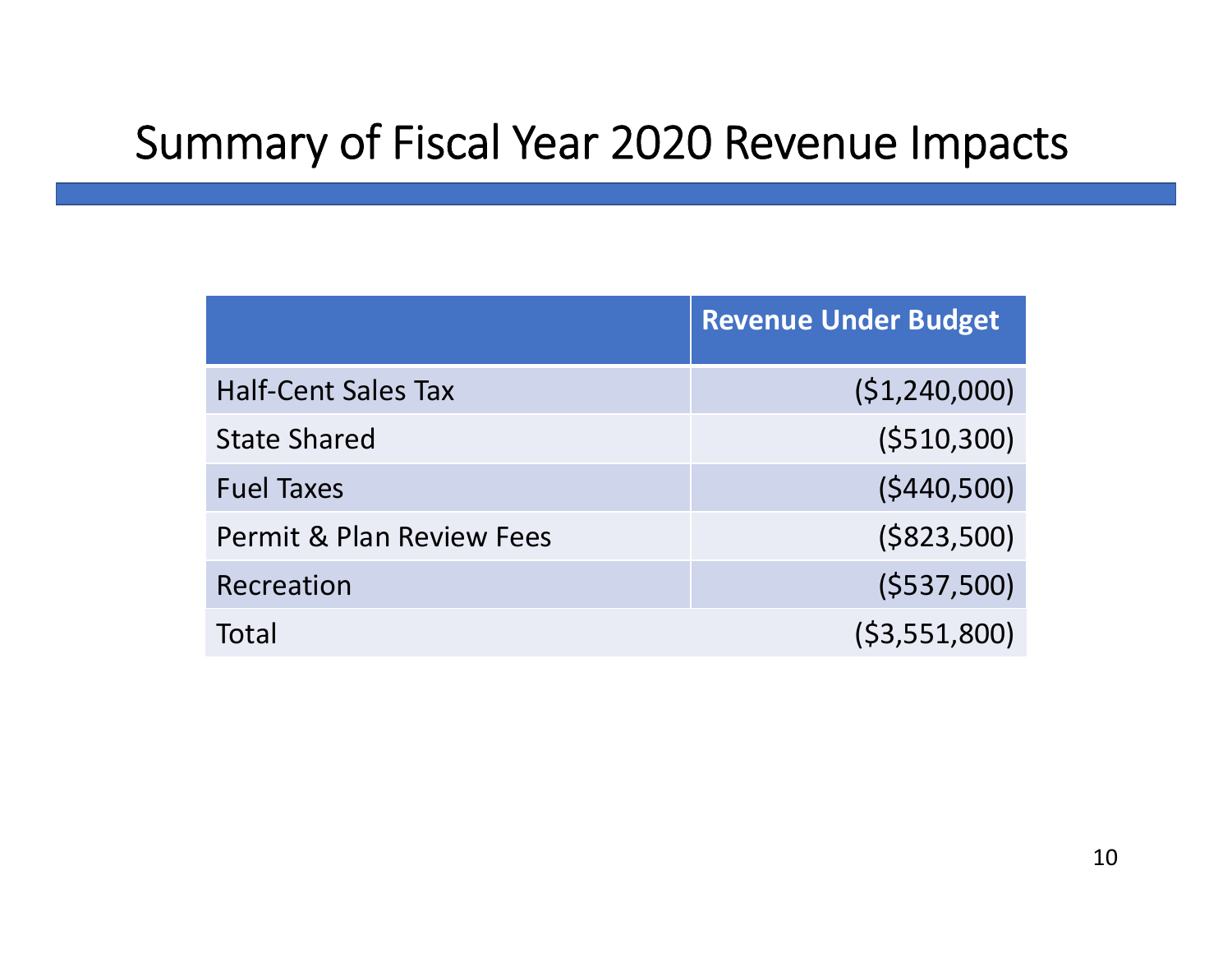# Summary of Fiscal Year 2020 Revenue Impacts

| | Revenue Under Budget |
|---|---:|
| Half-Cent Sales Tax | ($1,240,000) |
| State Shared | ($510,300) |
| Fuel Taxes | ($440,500) |
| Permit & Plan Review Fees | ($823,500) |
| Recreation | ($537,500) |
| Total | ($3,551,800) |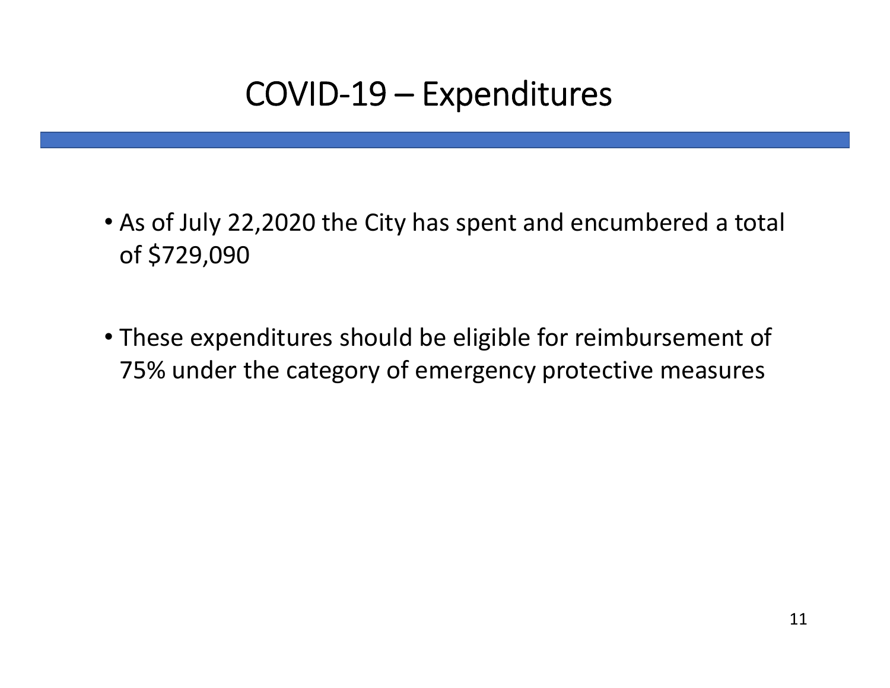# COVID-19 – Expenditures

- As of July 22,2020 the City has spent and encumbered a total of $729,090
- These expenditures should be eligible for reimbursement of 75% under the category of emergency protective measures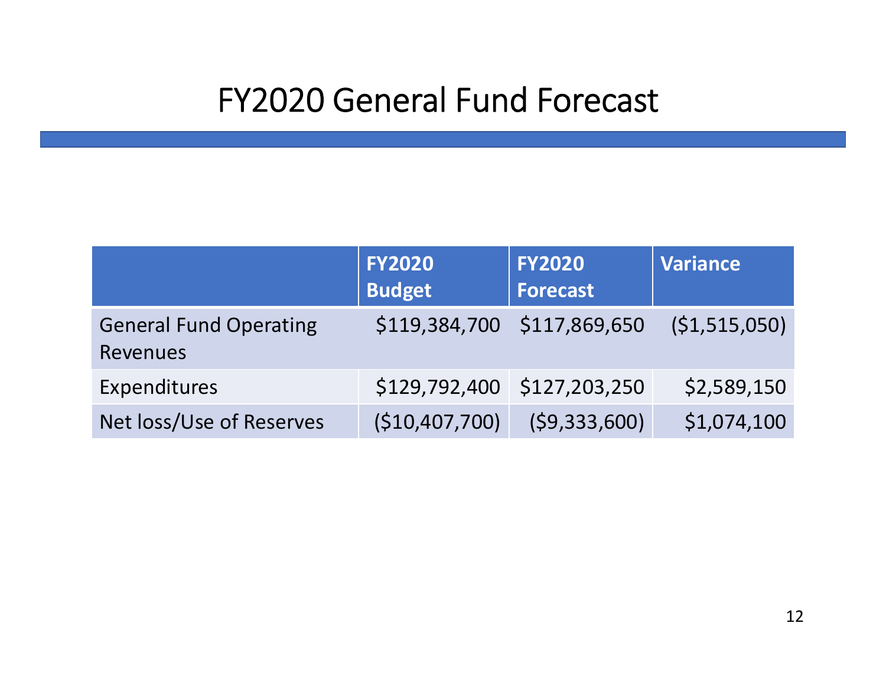# FY2020 General Fund Forecast

| | FY2020 Budget | FY2020 Forecast | Variance |
|---|---|---|---|
| General Fund Operating Revenues | $119,384,700 | $117,869,650 | ($1,515,050) |
| Expenditures | $129,792,400 | $127,203,250 | $2,589,150 |
| Net loss/Use of Reserves | ($10,407,700) | ($9,333,600) | $1,074,100 |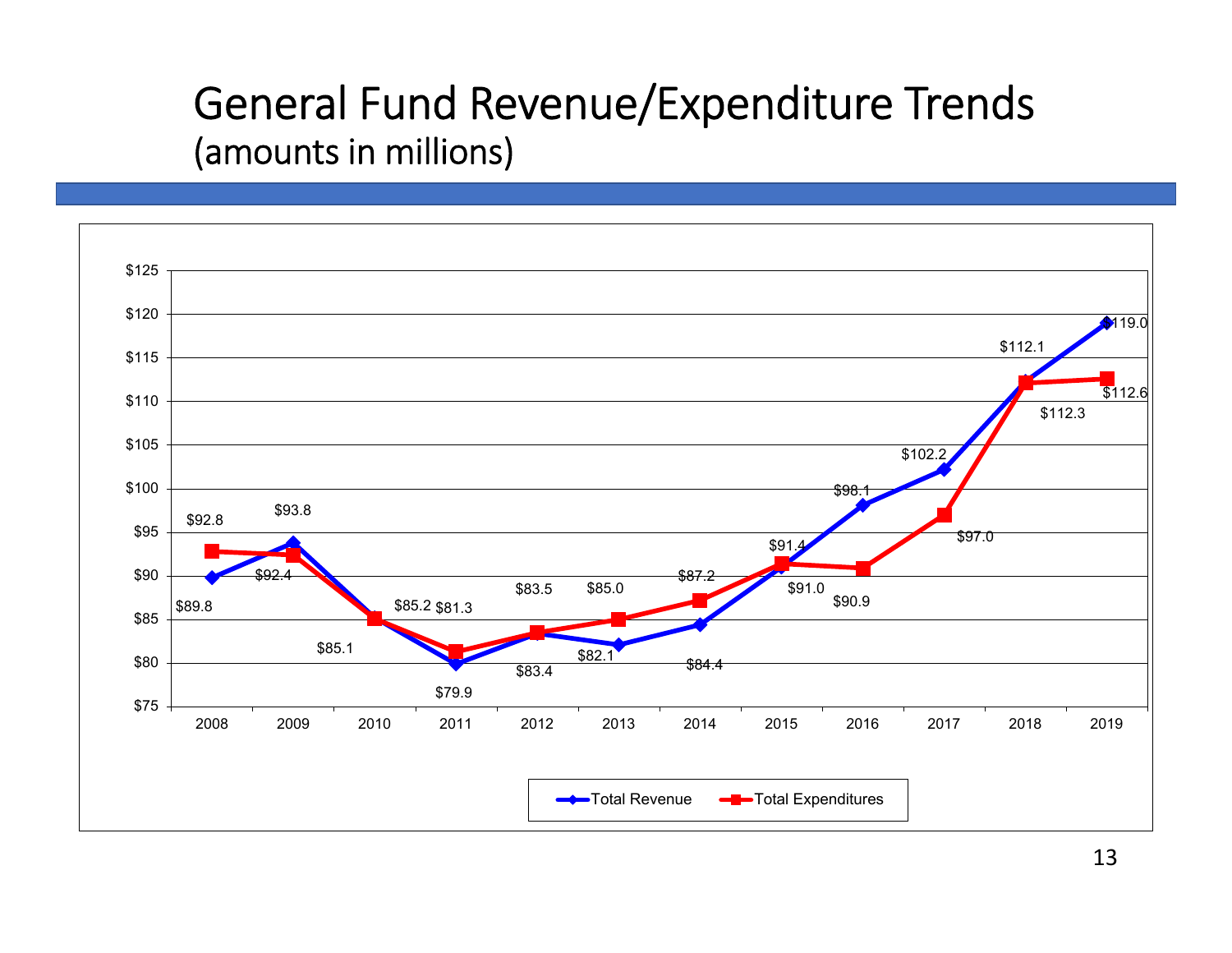# General Fund Revenue/Expenditure Trends

(amounts in millions)

| Year | Total Revenue | Total Expenditures |
|---|---|---|
| 2008 | $89.8 | $92.8 |
| 2009 | $93.8 | $92.4 |
| 2010 | $85.1 | $85.2 |
| 2011 | $79.9 | $81.3 |
| 2012 | $83.4 | $83.5 |
| 2013 | $82.1 | $85.0 |
| 2014 | $84.4 | $87.2 |
| 2015 | $91.0 | $91.4 |
| 2016 | $98.1 | $90.9 |
| 2017 | $102.2 | $97.0 |
| 2018 | $112.1 | $112.3 |
| 2019 | $119.0 | $112.6 |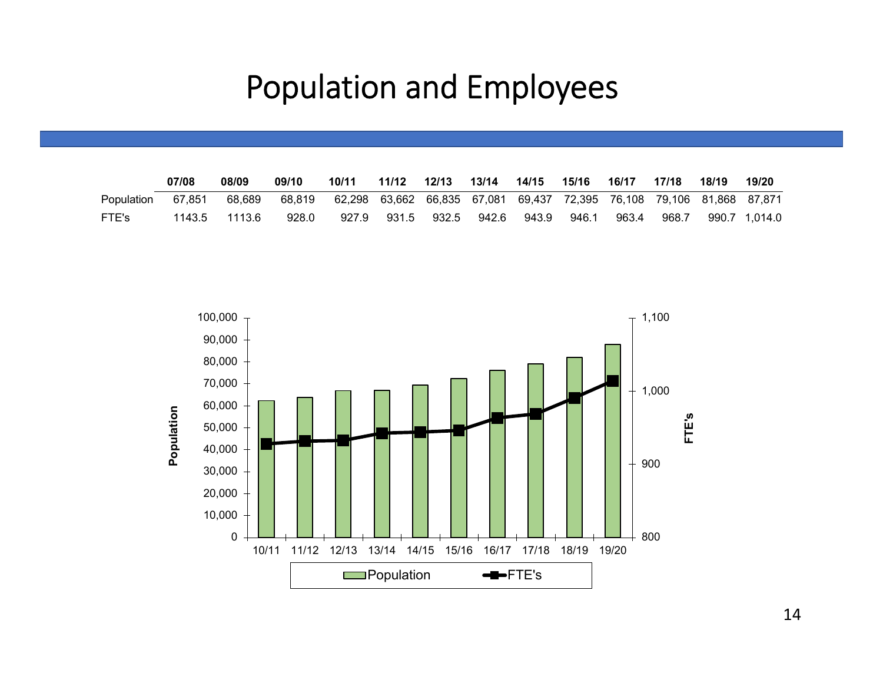# Population and Employees

| | 07/08 | 08/09 | 09/10 | 10/11 | 11/12 | 12/13 | 13/14 | 14/15 | 15/16 | 16/17 | 17/18 | 18/19 | 19/20 |
|---|---|---|---|---|---|---|---|---|---|---|---|---|---|
| Population | 67,851 | 68,689 | 68,819 | 62,298 | 63,662 | 66,835 | 67,081 | 69,437 | 72,395 | 76,108 | 79,106 | 81,868 | 87,871 |
| FTE's | 1143.5 | 1113.6 | 928.0 | 927.9 | 931.5 | 932.5 | 942.6 | 943.9 | 946.1 | 963.4 | 968.7 | 990.7 | 1,014.0 |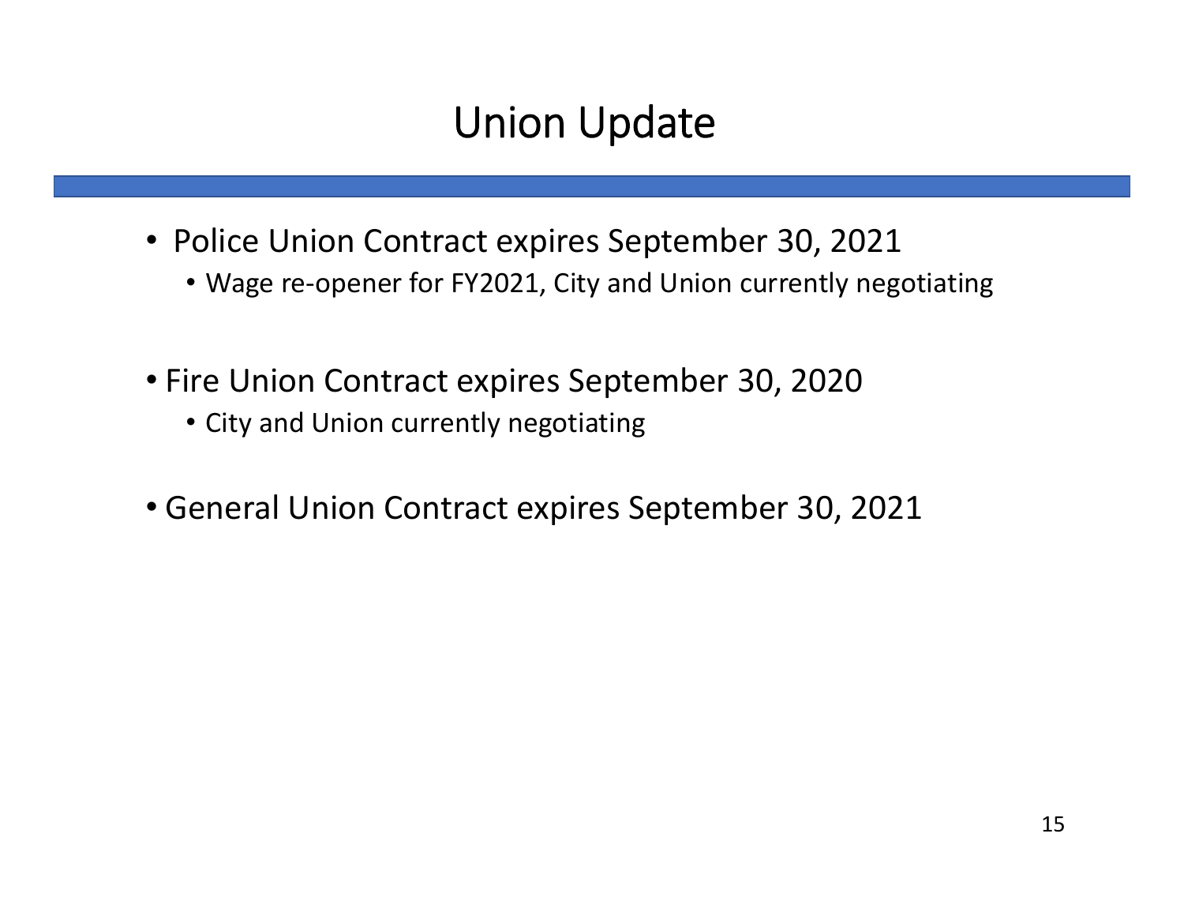# Union Update

- Police Union Contract expires September 30, 2021
  - Wage re-opener for FY2021, City and Union currently negotiating

- Fire Union Contract expires September 30, 2020
  - City and Union currently negotiating

- General Union Contract expires September 30, 2021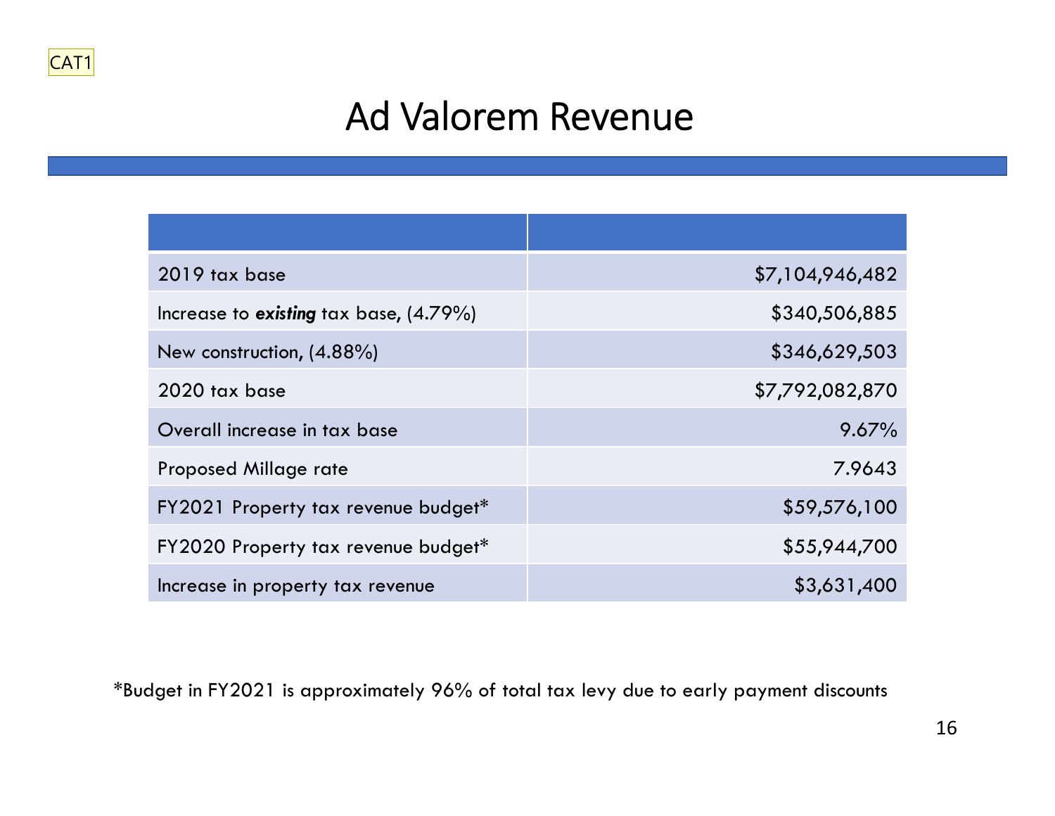CAT1

# Ad Valorem Revenue

| | |
|---|---|
| 2019 tax base | $7,104,946,482 |
| Increase to ***existing*** tax base, (4.79%) | $340,506,885 |
| New construction, (4.88%) | $346,629,503 |
| 2020 tax base | $7,792,082,870 |
| Overall increase in tax base | 9.67% |
| Proposed Millage rate | 7.9643 |
| FY2021 Property tax revenue budget* | $59,576,100 |
| FY2020 Property tax revenue budget* | $55,944,700 |
| Increase in property tax revenue | $3,631,400 |

*Budget in FY2021 is approximately 96% of total tax levy due to early payment discounts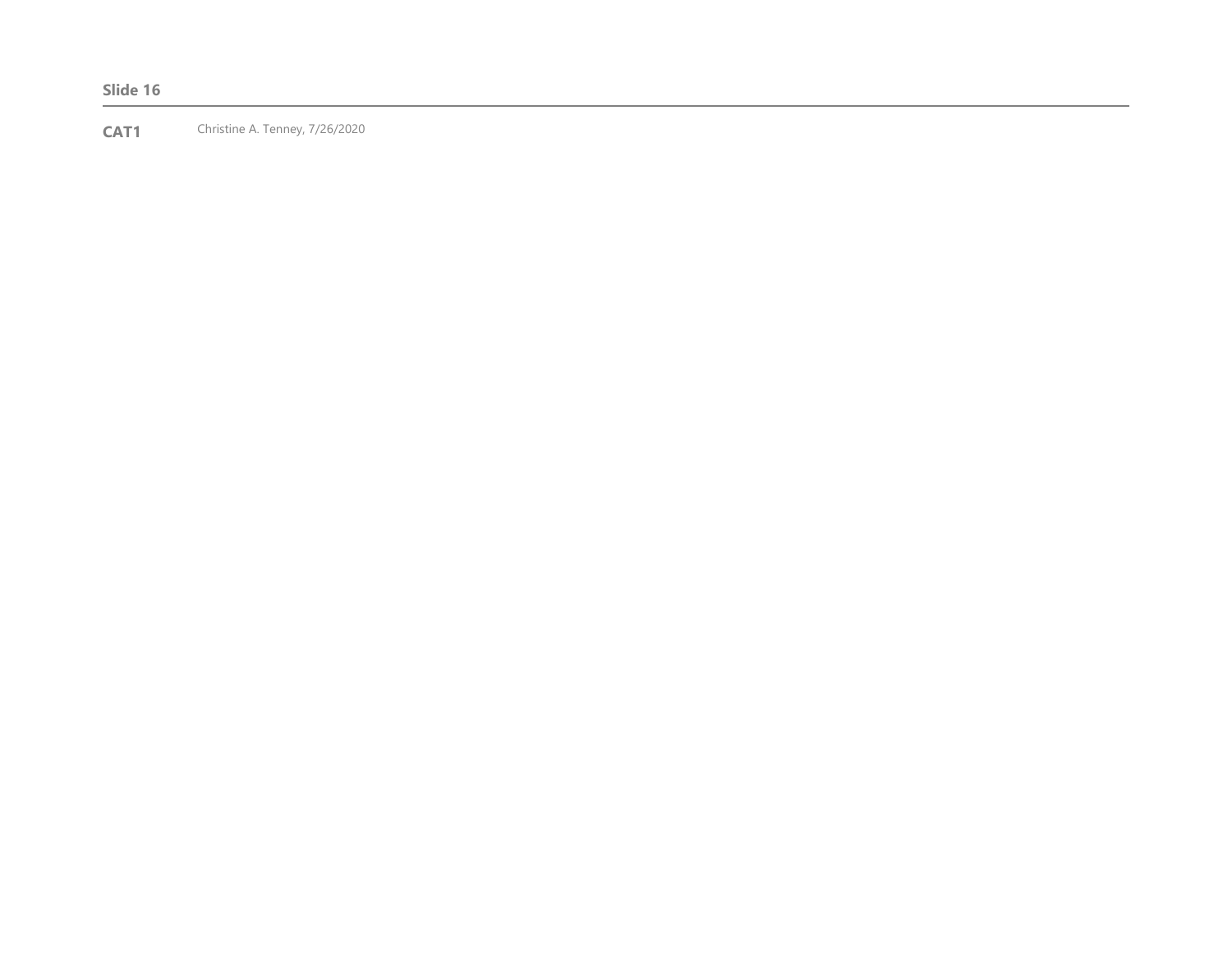**Slide 16**

---

**CAT1** Christine A. Tenney, 7/26/2020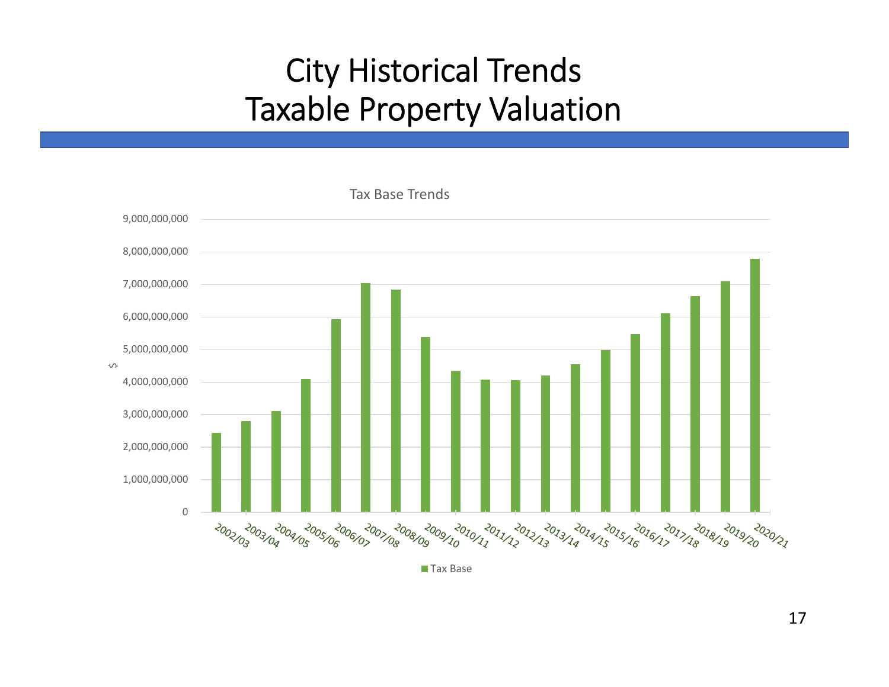# City Historical Trends
# Taxable Property Valuation

Tax Base Trends

9,000,000,000
8,000,000,000
7,000,000,000
6,000,000,000
5,000,000,000
4,000,000,000
3,000,000,000
2,000,000,000
1,000,000,000
0

$

2002/03 2003/04 2004/05 2005/06 2006/07 2007/08 2008/09 2009/10 2010/11 2011/12 2012/13 2013/14 2014/15 2015/16 2016/17 2017/18 2018/19 2019/20 2020/21

Tax Base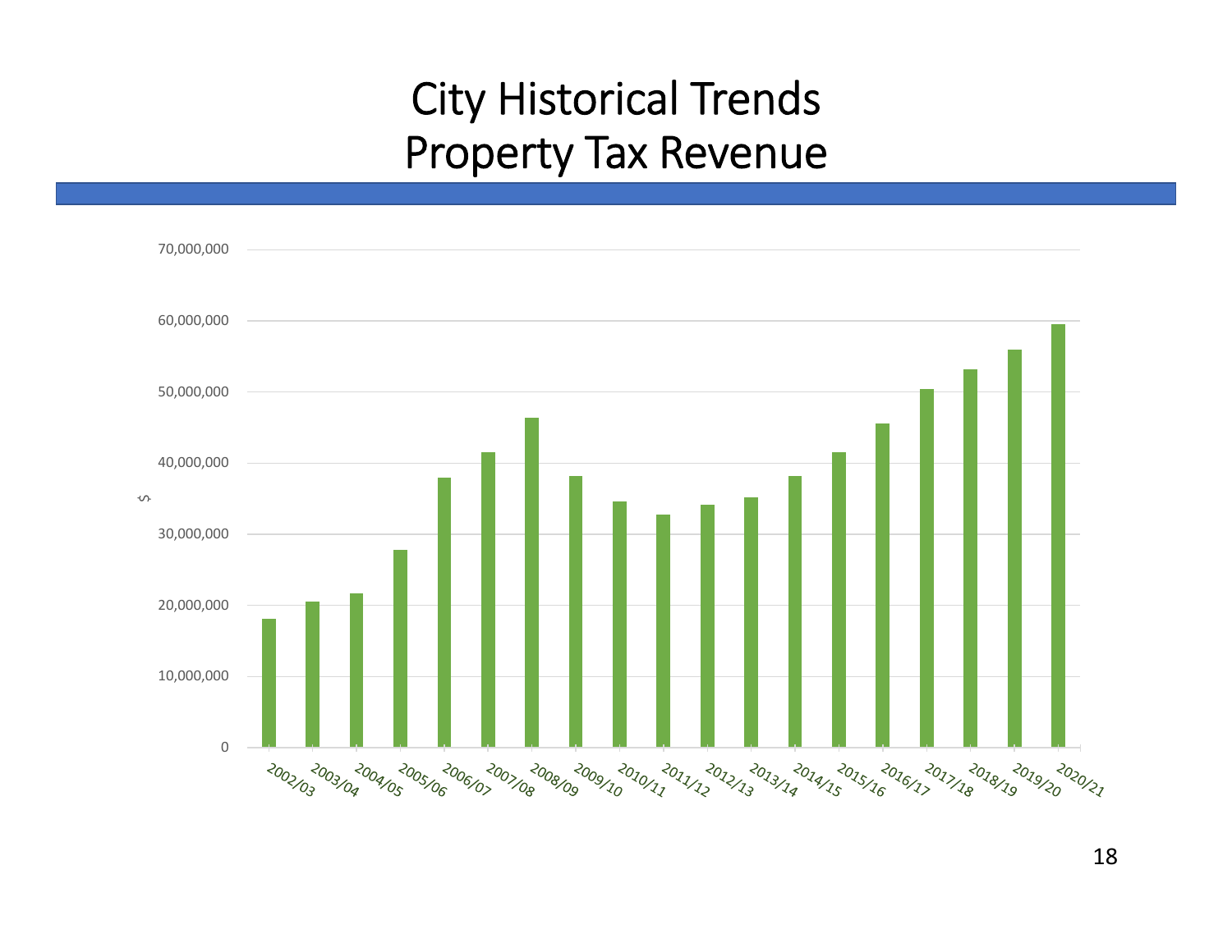# City Historical Trends
# Property Tax Revenue

70,000,000
60,000,000
50,000,000
40,000,000
30,000,000
20,000,000
10,000,000
0

$

2002/03
2003/04
2004/05
2005/06
2006/07
2007/08
2008/09
2009/10
2010/11
2011/12
2012/13
2013/14
2014/15
2015/16
2016/17
2017/18
2018/19
2019/20
2020/21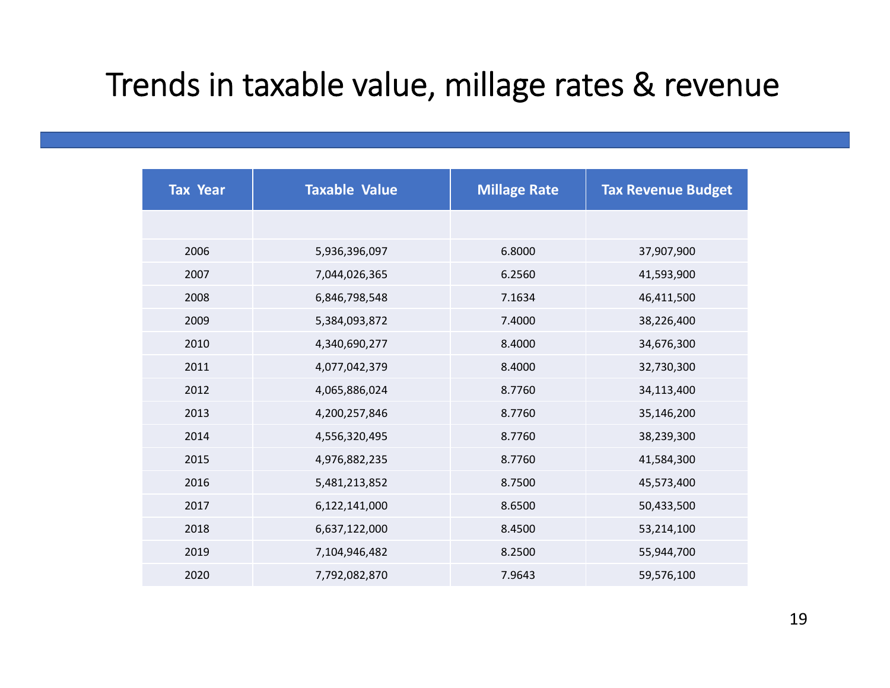# Trends in taxable value, millage rates & revenue

| Tax Year | Taxable Value | Millage Rate | Tax Revenue Budget |
|---|---|---|---|
| | | | |
| 2006 | 5,936,396,097 | 6.8000 | 37,907,900 |
| 2007 | 7,044,026,365 | 6.2560 | 41,593,900 |
| 2008 | 6,846,798,548 | 7.1634 | 46,411,500 |
| 2009 | 5,384,093,872 | 7.4000 | 38,226,400 |
| 2010 | 4,340,690,277 | 8.4000 | 34,676,300 |
| 2011 | 4,077,042,379 | 8.4000 | 32,730,300 |
| 2012 | 4,065,886,024 | 8.7760 | 34,113,400 |
| 2013 | 4,200,257,846 | 8.7760 | 35,146,200 |
| 2014 | 4,556,320,495 | 8.7760 | 38,239,300 |
| 2015 | 4,976,882,235 | 8.7760 | 41,584,300 |
| 2016 | 5,481,213,852 | 8.7500 | 45,573,400 |
| 2017 | 6,122,141,000 | 8.6500 | 50,433,500 |
| 2018 | 6,637,122,000 | 8.4500 | 53,214,100 |
| 2019 | 7,104,946,482 | 8.2500 | 55,944,700 |
| 2020 | 7,792,082,870 | 7.9643 | 59,576,100 |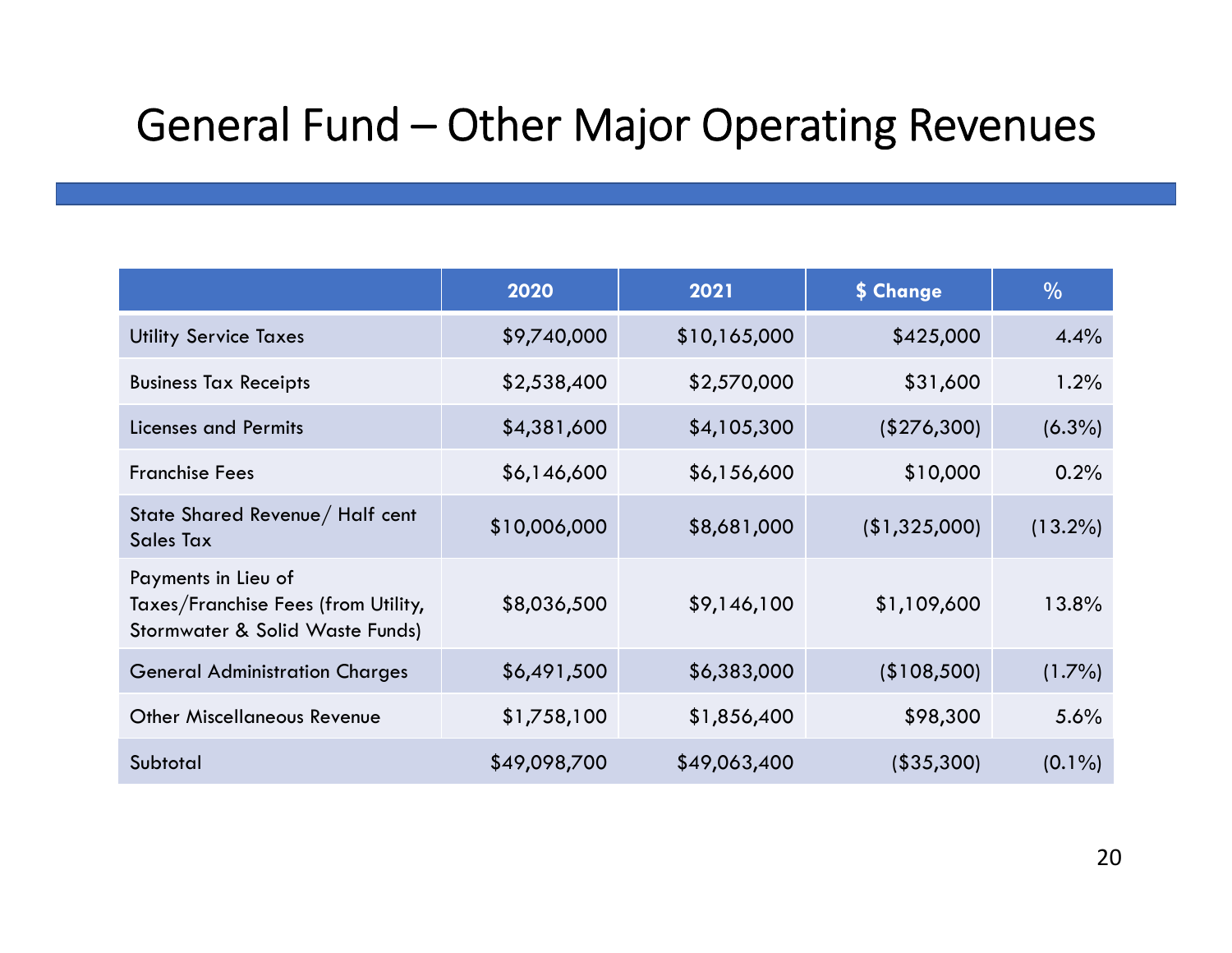# General Fund – Other Major Operating Revenues

| | 2020 | 2021 | $ Change | % |
|---|---|---|---|---|
| Utility Service Taxes | $9,740,000 | $10,165,000 | $425,000 | 4.4% |
| Business Tax Receipts | $2,538,400 | $2,570,000 | $31,600 | 1.2% |
| Licenses and Permits | $4,381,600 | $4,105,300 | ($276,300) | (6.3%) |
| Franchise Fees | $6,146,600 | $6,156,600 | $10,000 | 0.2% |
| State Shared Revenue/ Half cent Sales Tax | $10,006,000 | $8,681,000 | ($1,325,000) | (13.2%) |
| Payments in Lieu of Taxes/Franchise Fees (from Utility, Stormwater & Solid Waste Funds) | $8,036,500 | $9,146,100 | $1,109,600 | 13.8% |
| General Administration Charges | $6,491,500 | $6,383,000 | ($108,500) | (1.7%) |
| Other Miscellaneous Revenue | $1,758,100 | $1,856,400 | $98,300 | 5.6% |
| Subtotal | $49,098,700 | $49,063,400 | ($35,300) | (0.1%) |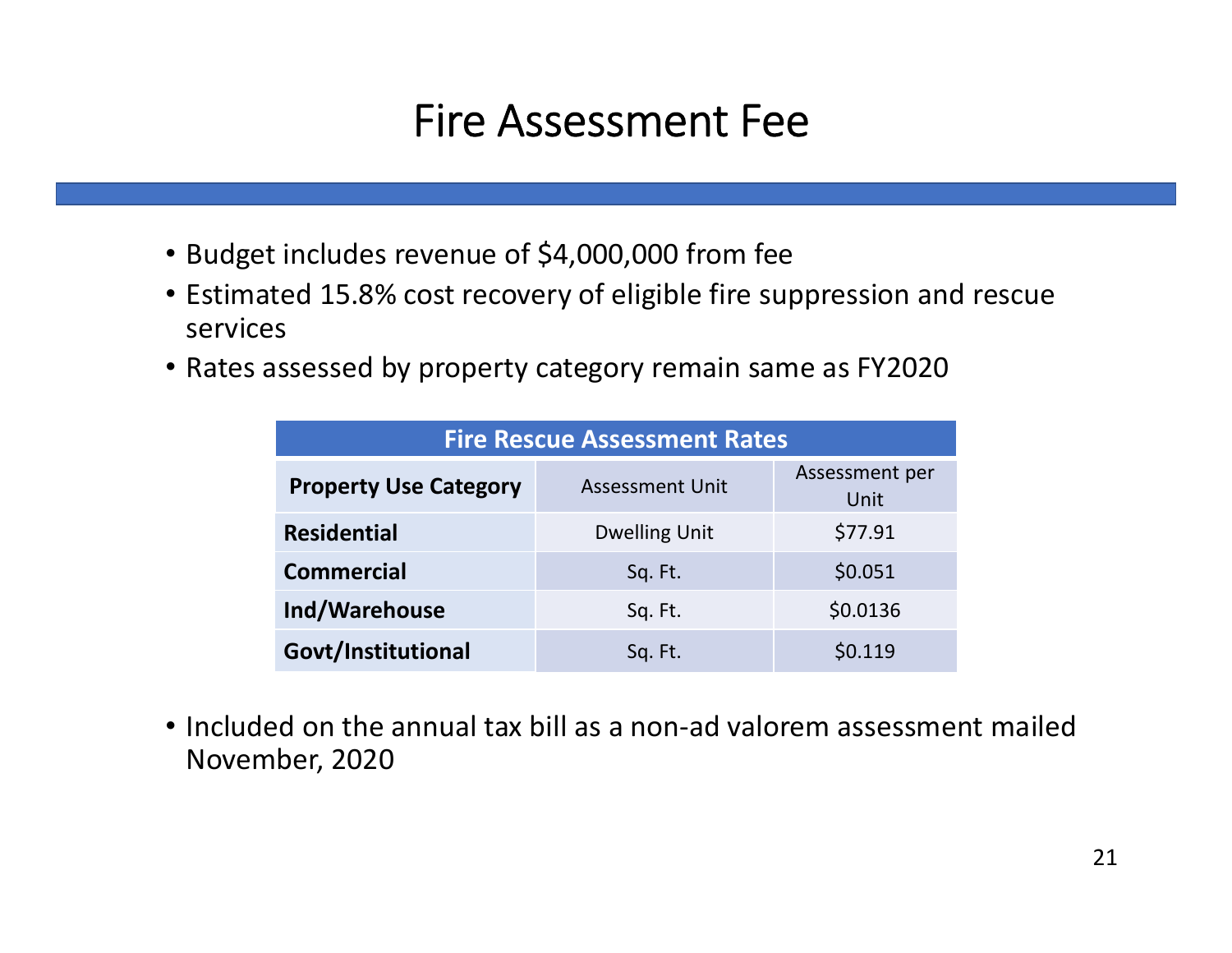# Fire Assessment Fee

- Budget includes revenue of $4,000,000 from fee
- Estimated 15.8% cost recovery of eligible fire suppression and rescue services
- Rates assessed by property category remain same as FY2020

| Fire Rescue Assessment Rates | | |
|---|---|---|
| **Property Use Category** | Assessment Unit | Assessment per Unit |
| **Residential** | Dwelling Unit | $77.91 |
| **Commercial** | Sq. Ft. | $0.051 |
| **Ind/Warehouse** | Sq. Ft. | $0.0136 |
| **Govt/Institutional** | Sq. Ft. | $0.119 |

- Included on the annual tax bill as a non-ad valorem assessment mailed November, 2020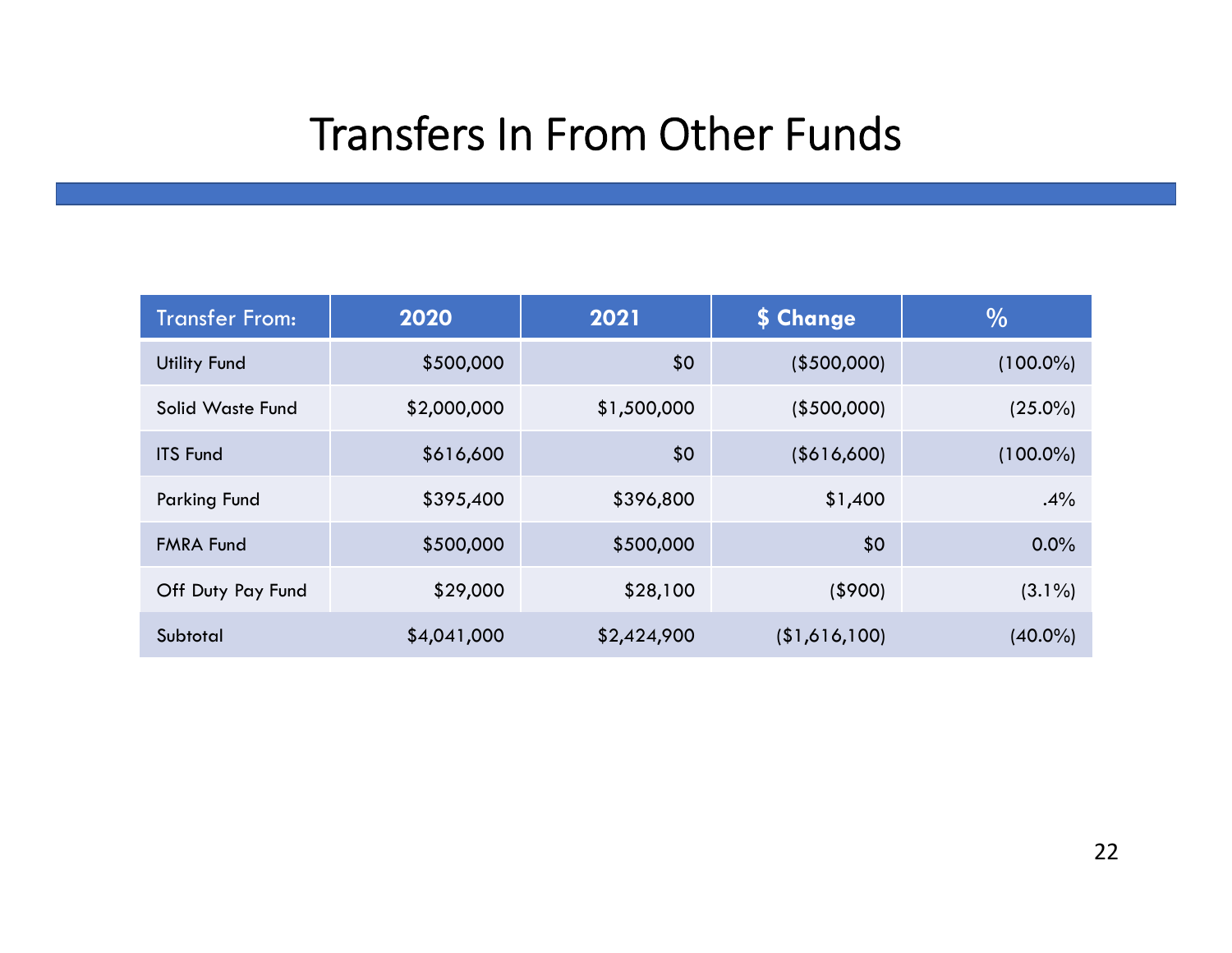# Transfers In From Other Funds

| Transfer From: | 2020 | 2021 | $ Change | % |
|---|---|---|---|---|
| Utility Fund | $500,000 | $0 | ($500,000) | (100.0%) |
| Solid Waste Fund | $2,000,000 | $1,500,000 | ($500,000) | (25.0%) |
| ITS Fund | $616,600 | $0 | ($616,600) | (100.0%) |
| Parking Fund | $395,400 | $396,800 | $1,400 | .4% |
| FMRA Fund | $500,000 | $500,000 | $0 | 0.0% |
| Off Duty Pay Fund | $29,000 | $28,100 | ($900) | (3.1%) |
| Subtotal | $4,041,000 | $2,424,900 | ($1,616,100) | (40.0%) |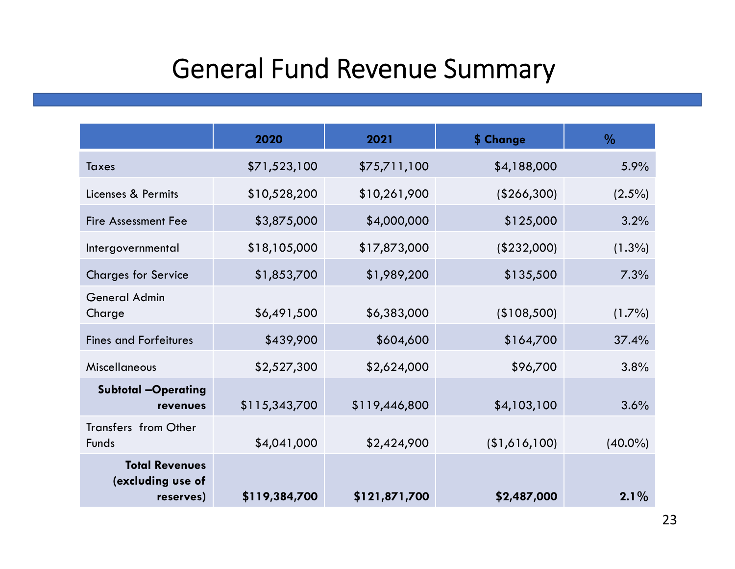# General Fund Revenue Summary

| | 2020 | 2021 | $ Change | % |
|---|---|---|---|---|
| Taxes | $71,523,100 | $75,711,100 | $4,188,000 | 5.9% |
| Licenses & Permits | $10,528,200 | $10,261,900 | ($266,300) | (2.5%) |
| Fire Assessment Fee | $3,875,000 | $4,000,000 | $125,000 | 3.2% |
| Intergovernmental | $18,105,000 | $17,873,000 | ($232,000) | (1.3%) |
| Charges for Service | $1,853,700 | $1,989,200 | $135,500 | 7.3% |
| General Admin Charge | $6,491,500 | $6,383,000 | ($108,500) | (1.7%) |
| Fines and Forfeitures | $439,900 | $604,600 | $164,700 | 37.4% |
| Miscellaneous | $2,527,300 | $2,624,000 | $96,700 | 3.8% |
| **Subtotal –Operating revenues** | $115,343,700 | $119,446,800 | $4,103,100 | 3.6% |
| Transfers from Other Funds | $4,041,000 | $2,424,900 | ($1,616,100) | (40.0%) |
| **Total Revenues (excluding use of reserves)** | **$119,384,700** | **$121,871,700** | **$2,487,000** | **2.1%** |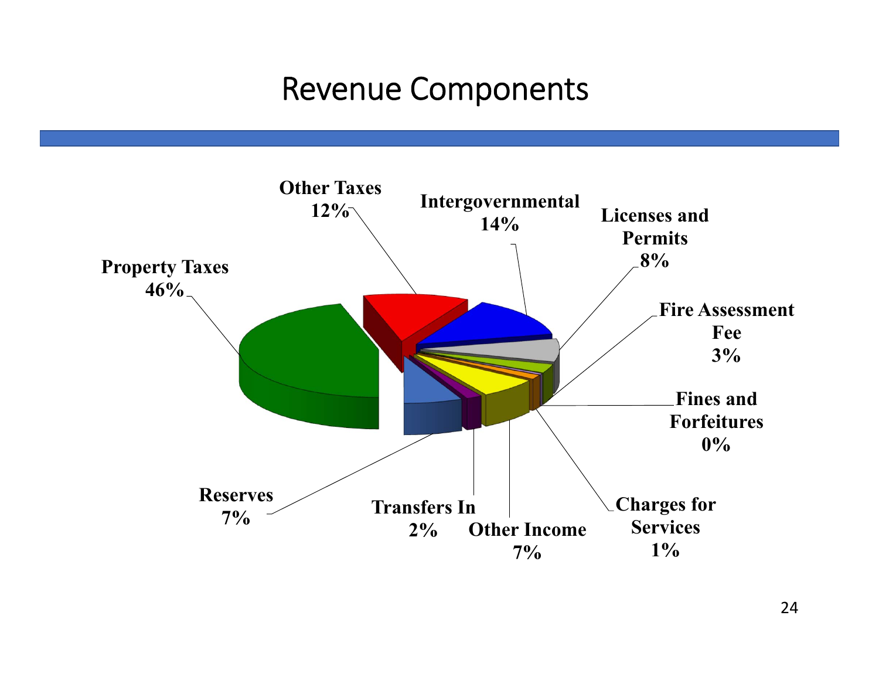# Revenue Components

Other Taxes
12%

Intergovernmental
14%

Licenses and
Permits
8%

Property Taxes
46%

Fire Assessment
Fee
3%

Fines and
Forfeitures
0%

Reserves
7%

Transfers In
2%

Other Income
7%

Charges for
Services
1%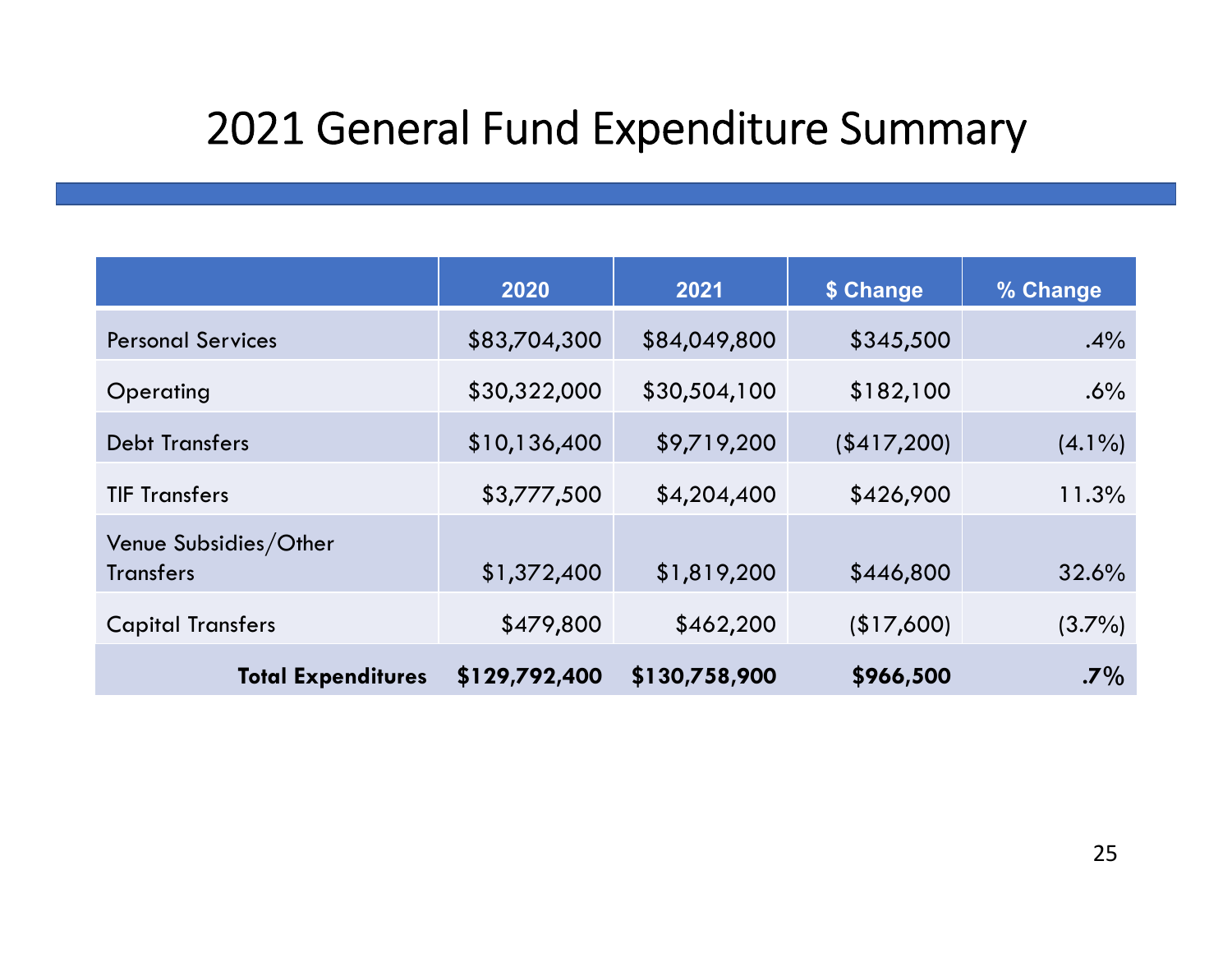# 2021 General Fund Expenditure Summary

| | 2020 | 2021 | $ Change | % Change |
|---|---|---|---|---|
| Personal Services | $83,704,300 | $84,049,800 | $345,500 | .4% |
| Operating | $30,322,000 | $30,504,100 | $182,100 | .6% |
| Debt Transfers | $10,136,400 | $9,719,200 | ($417,200) | (4.1%) |
| TIF Transfers | $3,777,500 | $4,204,400 | $426,900 | 11.3% |
| Venue Subsidies/Other Transfers | $1,372,400 | $1,819,200 | $446,800 | 32.6% |
| Capital Transfers | $479,800 | $462,200 | ($17,600) | (3.7%) |
| **Total Expenditures** | **$129,792,400** | **$130,758,900** | **$966,500** | **.7%** |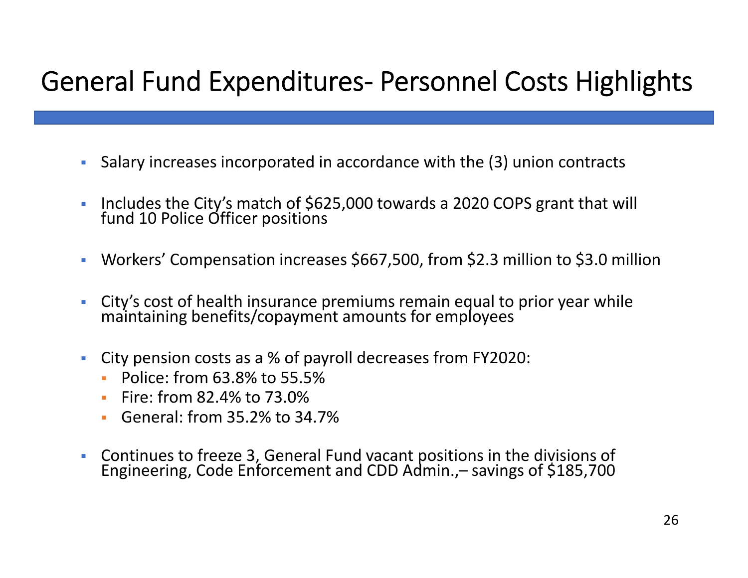# General Fund Expenditures- Personnel Costs Highlights

- Salary increases incorporated in accordance with the (3) union contracts
- Includes the City's match of $625,000 towards a 2020 COPS grant that will fund 10 Police Officer positions
- Workers' Compensation increases $667,500, from $2.3 million to $3.0 million
- City's cost of health insurance premiums remain equal to prior year while maintaining benefits/copayment amounts for employees
- City pension costs as a % of payroll decreases from FY2020:
  - Police: from 63.8% to 55.5%
  - Fire: from 82.4% to 73.0%
  - General: from 35.2% to 34.7%
- Continues to freeze 3, General Fund vacant positions in the divisions of Engineering, Code Enforcement and CDD Admin.,– savings of $185,700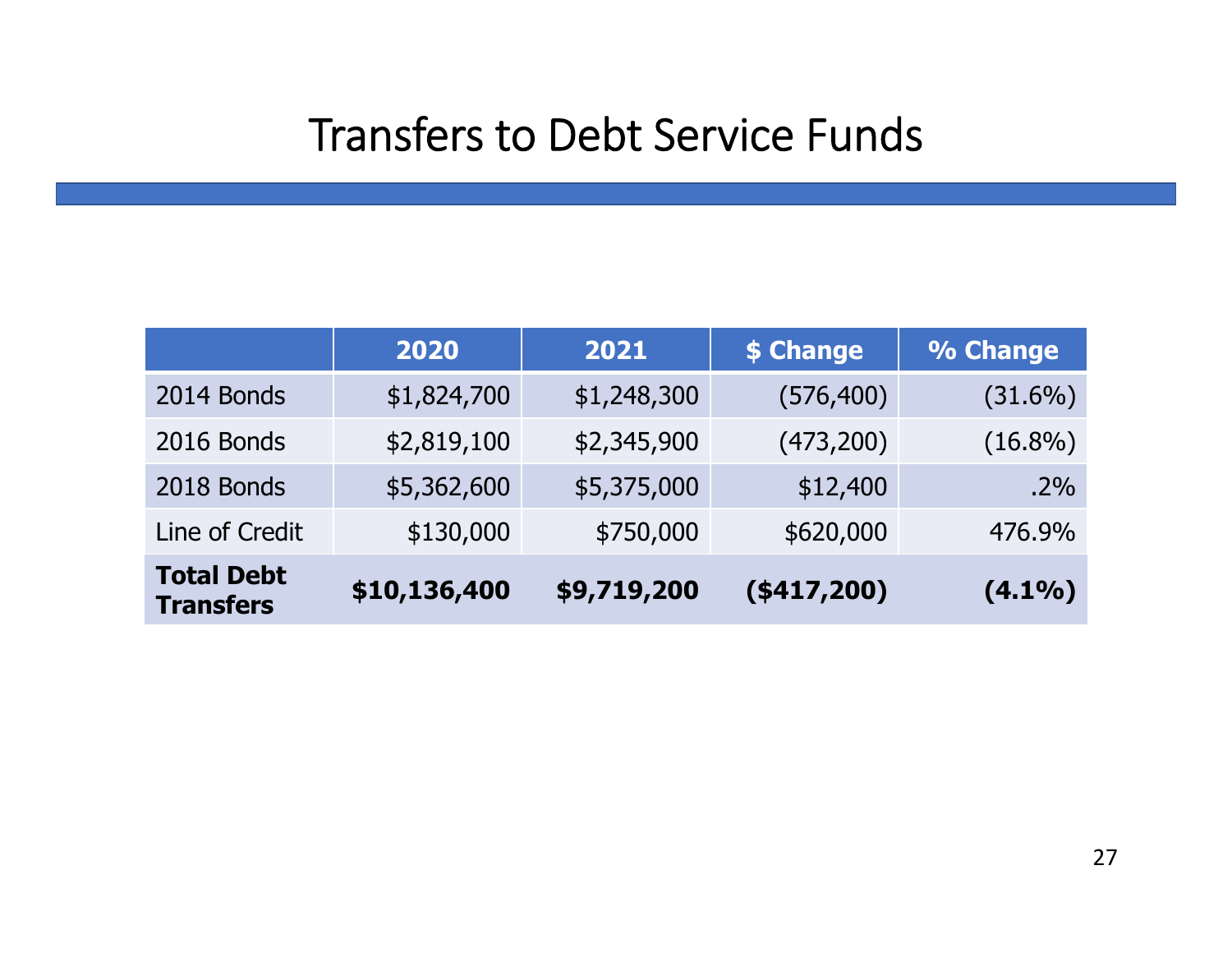# Transfers to Debt Service Funds

| | 2020 | 2021 | $ Change | % Change |
|---|---|---|---|---|
| 2014 Bonds | $1,824,700 | $1,248,300 | (576,400) | (31.6%) |
| 2016 Bonds | $2,819,100 | $2,345,900 | (473,200) | (16.8%) |
| 2018 Bonds | $5,362,600 | $5,375,000 | $12,400 | .2% |
| Line of Credit | $130,000 | $750,000 | $620,000 | 476.9% |
| **Total Debt Transfers** | **$10,136,400** | **$9,719,200** | **($417,200)** | **(4.1%)** |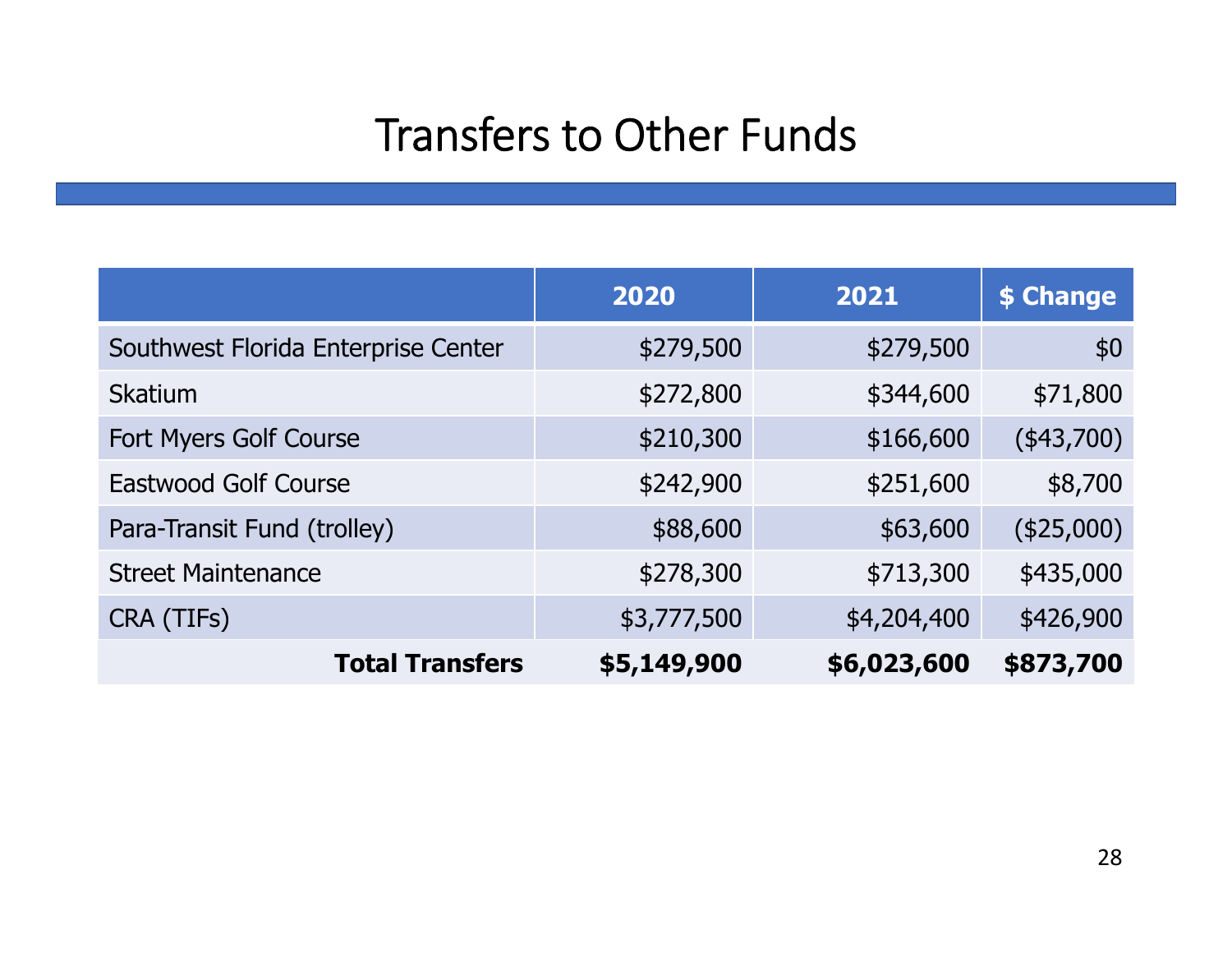# Transfers to Other Funds

| | 2020 | 2021 | $ Change |
|---|---|---|---|
| Southwest Florida Enterprise Center | $279,500 | $279,500 | $0 |
| Skatium | $272,800 | $344,600 | $71,800 |
| Fort Myers Golf Course | $210,300 | $166,600 | ($43,700) |
| Eastwood Golf Course | $242,900 | $251,600 | $8,700 |
| Para-Transit Fund (trolley) | $88,600 | $63,600 | ($25,000) |
| Street Maintenance | $278,300 | $713,300 | $435,000 |
| CRA (TIFs) | $3,777,500 | $4,204,400 | $426,900 |
| **Total Transfers** | **$5,149,900** | **$6,023,600** | **$873,700** |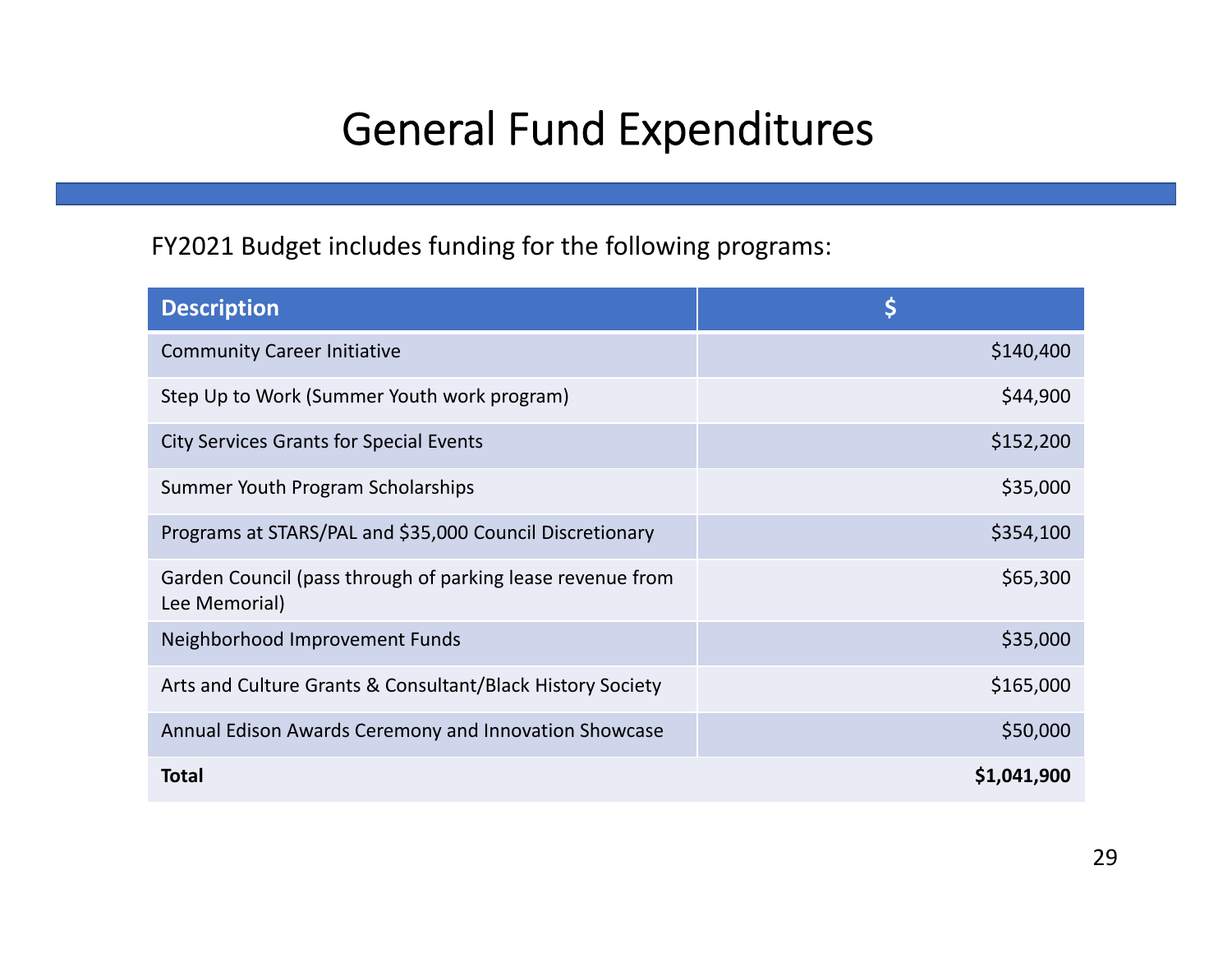# General Fund Expenditures

FY2021 Budget includes funding for the following programs:

| Description | $ |
|---|---|
| Community Career Initiative | $140,400 |
| Step Up to Work (Summer Youth work program) | $44,900 |
| City Services Grants for Special Events | $152,200 |
| Summer Youth Program Scholarships | $35,000 |
| Programs at STARS/PAL and $35,000 Council Discretionary | $354,100 |
| Garden Council (pass through of parking lease revenue from Lee Memorial) | $65,300 |
| Neighborhood Improvement Funds | $35,000 |
| Arts and Culture Grants & Consultant/Black History Society | $165,000 |
| Annual Edison Awards Ceremony and Innovation Showcase | $50,000 |
| **Total** | **$1,041,900** |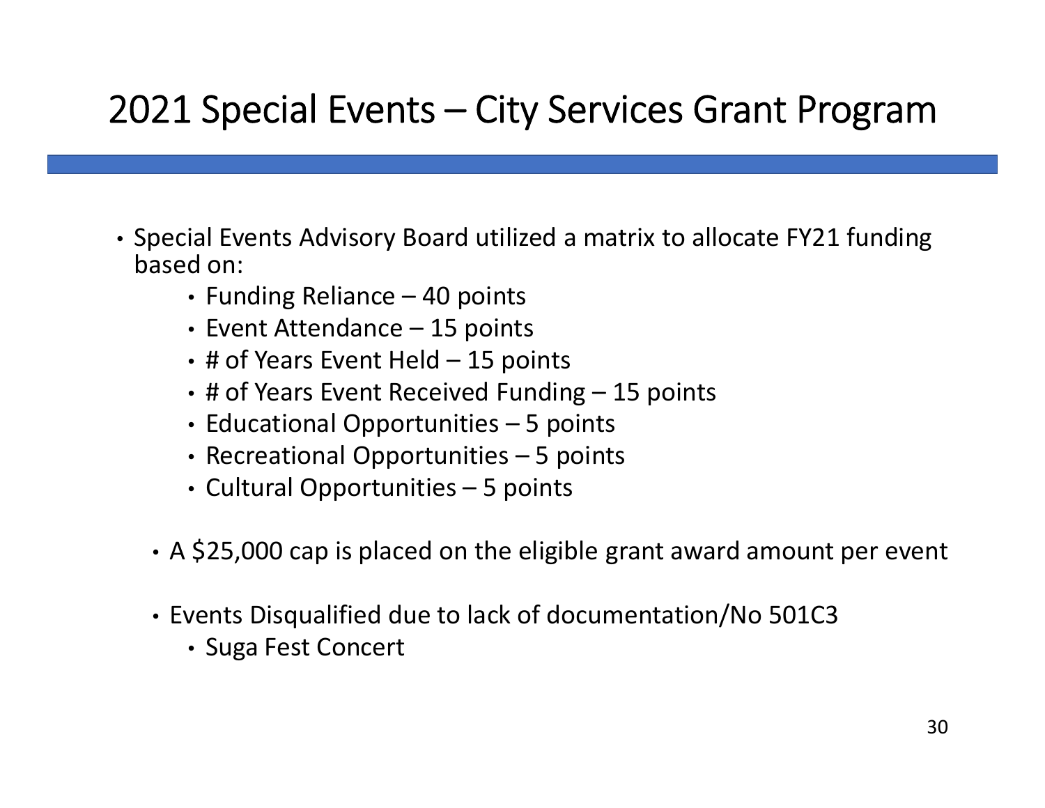# 2021 Special Events – City Services Grant Program

- Special Events Advisory Board utilized a matrix to allocate FY21 funding based on:
    - Funding Reliance – 40 points
    - Event Attendance – 15 points
    - # of Years Event Held – 15 points
    - # of Years Event Received Funding – 15 points
    - Educational Opportunities – 5 points
    - Recreational Opportunities – 5 points
    - Cultural Opportunities – 5 points

- A $25,000 cap is placed on the eligible grant award amount per event

- Events Disqualified due to lack of documentation/No 501C3
    - Suga Fest Concert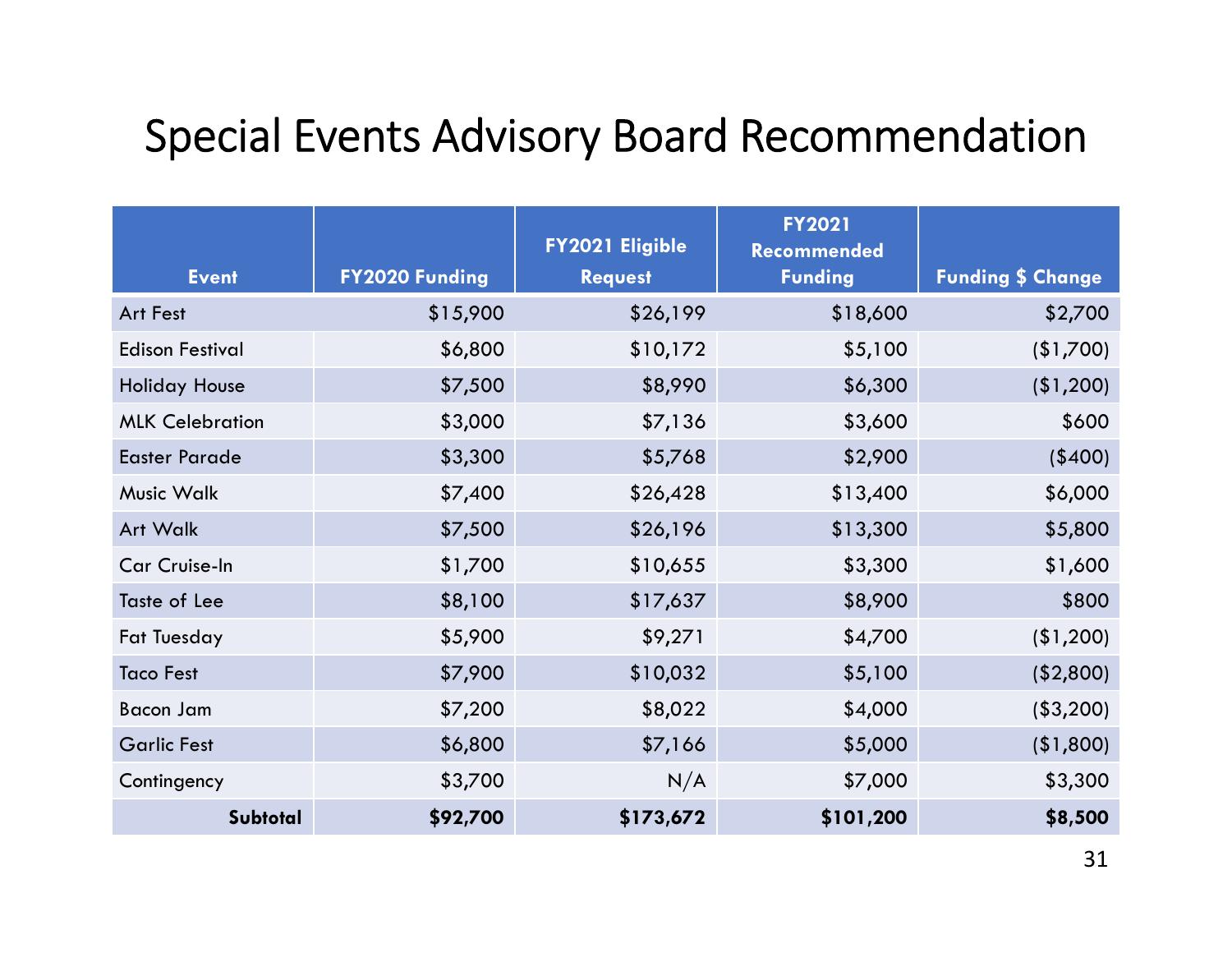# Special Events Advisory Board Recommendation

| Event | FY2020 Funding | FY2021 Eligible Request | FY2021 Recommended Funding | Funding $ Change |
|---|---|---|---|---|
| Art Fest | $15,900 | $26,199 | $18,600 | $2,700 |
| Edison Festival | $6,800 | $10,172 | $5,100 | ($1,700) |
| Holiday House | $7,500 | $8,990 | $6,300 | ($1,200) |
| MLK Celebration | $3,000 | $7,136 | $3,600 | $600 |
| Easter Parade | $3,300 | $5,768 | $2,900 | ($400) |
| Music Walk | $7,400 | $26,428 | $13,400 | $6,000 |
| Art Walk | $7,500 | $26,196 | $13,300 | $5,800 |
| Car Cruise-In | $1,700 | $10,655 | $3,300 | $1,600 |
| Taste of Lee | $8,100 | $17,637 | $8,900 | $800 |
| Fat Tuesday | $5,900 | $9,271 | $4,700 | ($1,200) |
| Taco Fest | $7,900 | $10,032 | $5,100 | ($2,800) |
| Bacon Jam | $7,200 | $8,022 | $4,000 | ($3,200) |
| Garlic Fest | $6,800 | $7,166 | $5,000 | ($1,800) |
| Contingency | $3,700 | N/A | $7,000 | $3,300 |
| **Subtotal** | **$92,700** | **$173,672** | **$101,200** | **$8,500** |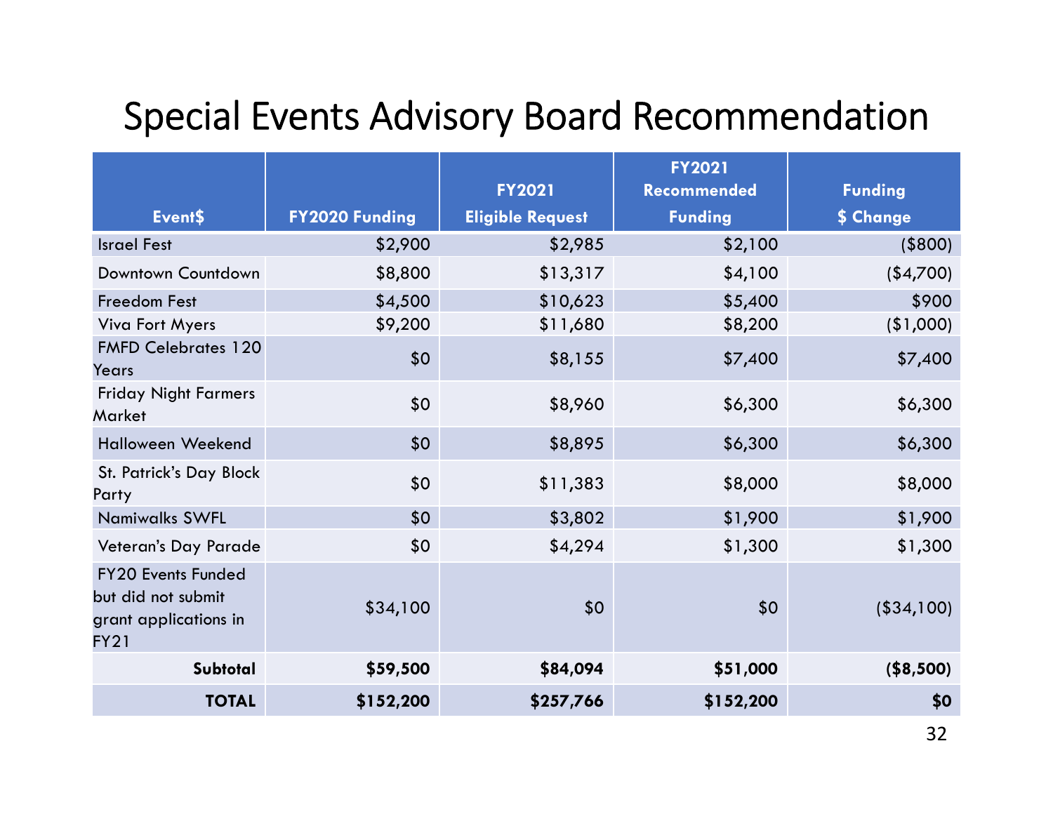# Special Events Advisory Board Recommendation

| Event$ | FY2020 Funding | FY2021 Eligible Request | FY2021 Recommended Funding | Funding $ Change |
|---|---|---|---|---|
| Israel Fest | $2,900 | $2,985 | $2,100 | ($800) |
| Downtown Countdown | $8,800 | $13,317 | $4,100 | ($4,700) |
| Freedom Fest | $4,500 | $10,623 | $5,400 | $900 |
| Viva Fort Myers | $9,200 | $11,680 | $8,200 | ($1,000) |
| FMFD Celebrates 120 Years | $0 | $8,155 | $7,400 | $7,400 |
| Friday Night Farmers Market | $0 | $8,960 | $6,300 | $6,300 |
| Halloween Weekend | $0 | $8,895 | $6,300 | $6,300 |
| St. Patrick's Day Block Party | $0 | $11,383 | $8,000 | $8,000 |
| Namiwalks SWFL | $0 | $3,802 | $1,900 | $1,900 |
| Veteran's Day Parade | $0 | $4,294 | $1,300 | $1,300 |
| FY20 Events Funded but did not submit grant applications in FY21 | $34,100 | $0 | $0 | ($34,100) |
| **Subtotal** | **$59,500** | **$84,094** | **$51,000** | **($8,500)** |
| **TOTAL** | **$152,200** | **$257,766** | **$152,200** | **$0** |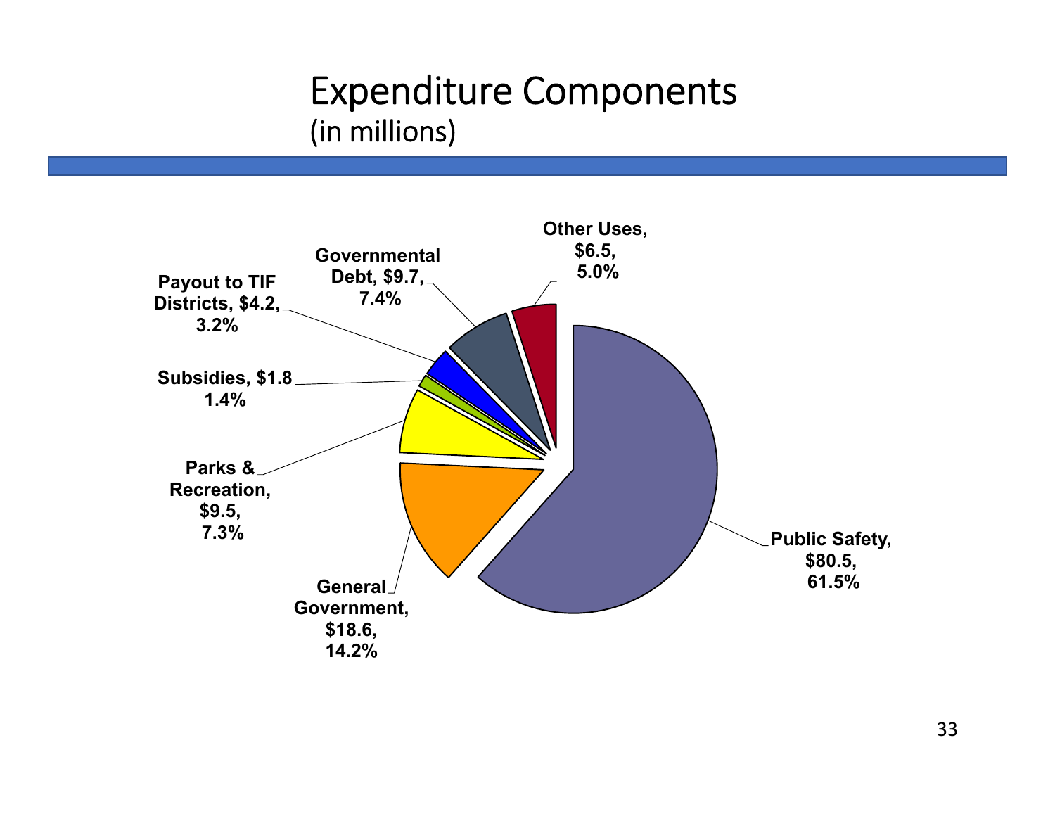# Expenditure Components

(in millions)

Other Uses, $6.5, 5.0%

Governmental Debt, $9.7, 7.4%

Payout to TIF Districts, $4.2, 3.2%

Subsidies, $1.8 1.4%

Parks & Recreation, $9.5, 7.3%

General Government, $18.6, 14.2%

Public Safety, $80.5, 61.5%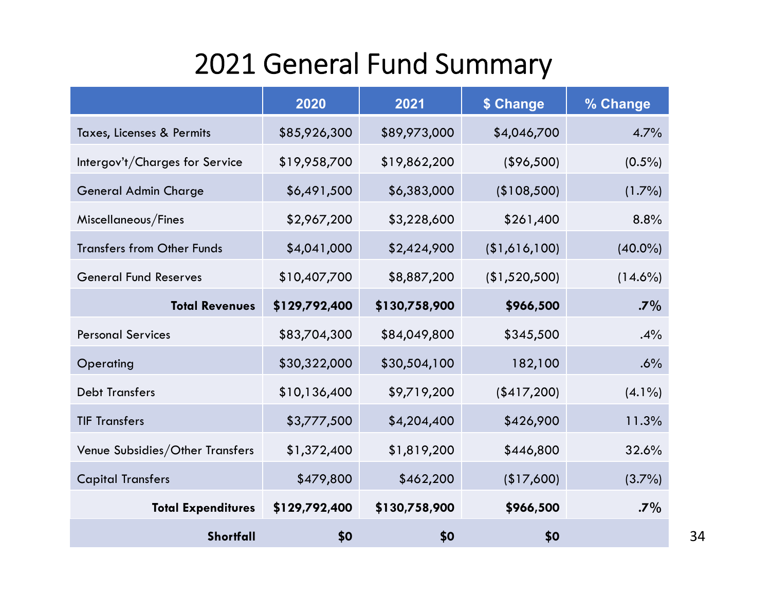# 2021 General Fund Summary

| | 2020 | 2021 | $ Change | % Change |
|---|---|---|---|---|
| Taxes, Licenses & Permits | $85,926,300 | $89,973,000 | $4,046,700 | 4.7% |
| Intergov't/Charges for Service | $19,958,700 | $19,862,200 | ($96,500) | (0.5%) |
| General Admin Charge | $6,491,500 | $6,383,000 | ($108,500) | (1.7%) |
| Miscellaneous/Fines | $2,967,200 | $3,228,600 | $261,400 | 8.8% |
| Transfers from Other Funds | $4,041,000 | $2,424,900 | ($1,616,100) | (40.0%) |
| General Fund Reserves | $10,407,700 | $8,887,200 | ($1,520,500) | (14.6%) |
| **Total Revenues** | **$129,792,400** | **$130,758,900** | **$966,500** | **.7%** |
| Personal Services | $83,704,300 | $84,049,800 | $345,500 | .4% |
| Operating | $30,322,000 | $30,504,100 | 182,100 | .6% |
| Debt Transfers | $10,136,400 | $9,719,200 | ($417,200) | (4.1%) |
| TIF Transfers | $3,777,500 | $4,204,400 | $426,900 | 11.3% |
| Venue Subsidies/Other Transfers | $1,372,400 | $1,819,200 | $446,800 | 32.6% |
| Capital Transfers | $479,800 | $462,200 | ($17,600) | (3.7%) |
| **Total Expenditures** | **$129,792,400** | **$130,758,900** | **$966,500** | **.7%** |
| **Shortfall** | **$0** | **$0** | **$0** | |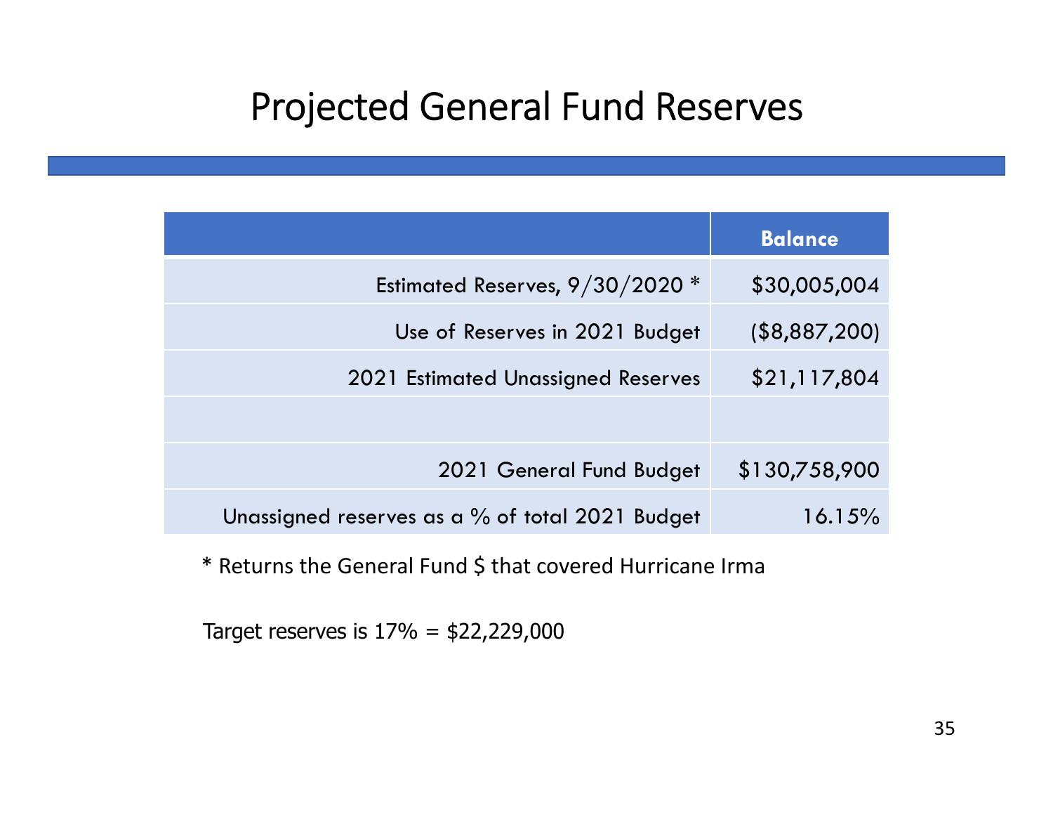# Projected General Fund Reserves

| | Balance |
|---|---|
| Estimated Reserves, 9/30/2020 * | $30,005,004 |
| Use of Reserves in 2021 Budget | ($8,887,200) |
| 2021 Estimated Unassigned Reserves | $21,117,804 |
| | |
| 2021 General Fund Budget | $130,758,900 |
| Unassigned reserves as a % of total 2021 Budget | 16.15% |

* Returns the General Fund $ that covered Hurricane Irma

Target reserves is 17% = $22,229,000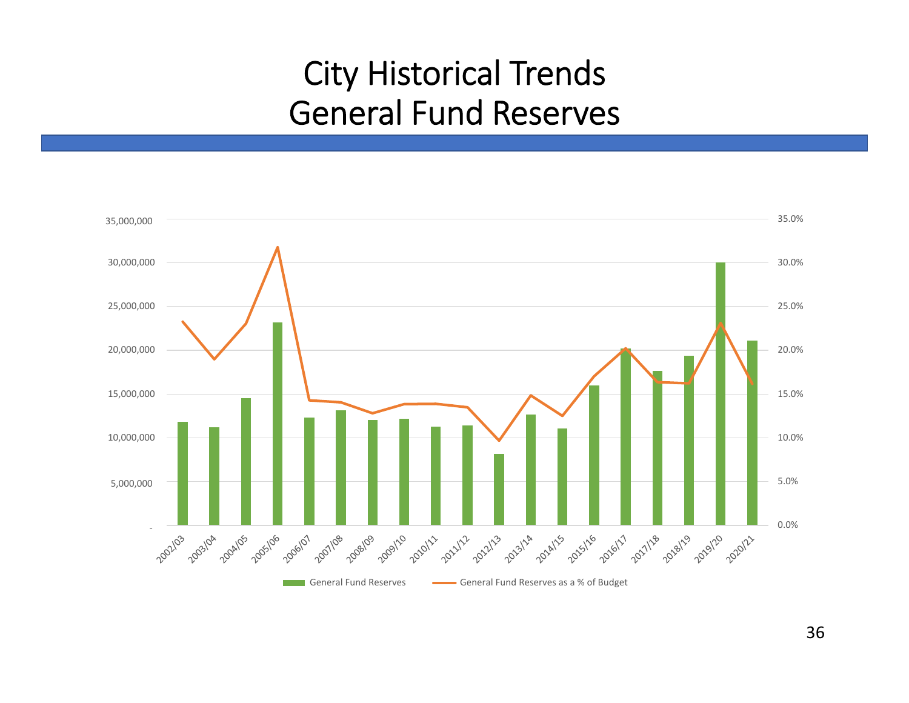# City Historical Trends
# General Fund Reserves

35,000,000
30,000,000
25,000,000
20,000,000
15,000,000
10,000,000
5,000,000
-

35.0%
30.0%
25.0%
20.0%
15.0%
10.0%
5.0%
0.0%

2002/03
2003/04
2004/05
2005/06
2006/07
2007/08
2008/09
2009/10
2010/11
2011/12
2012/13
2013/14
2014/15
2015/16
2016/17
2017/18
2018/19
2019/20
2020/21

General Fund Reserves
General Fund Reserves as a % of Budget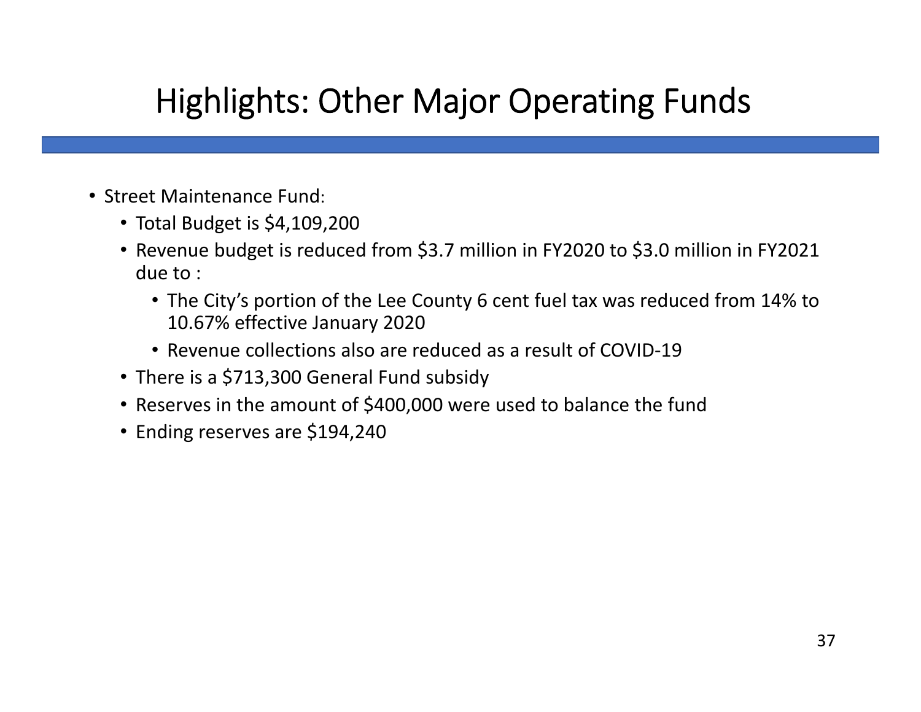# Highlights: Other Major Operating Funds

- Street Maintenance Fund:
  - Total Budget is $4,109,200
  - Revenue budget is reduced from $3.7 million in FY2020 to $3.0 million in FY2021 due to :
    - The City's portion of the Lee County 6 cent fuel tax was reduced from 14% to 10.67% effective January 2020
    - Revenue collections also are reduced as a result of COVID-19
  - There is a $713,300 General Fund subsidy
  - Reserves in the amount of $400,000 were used to balance the fund
  - Ending reserves are $194,240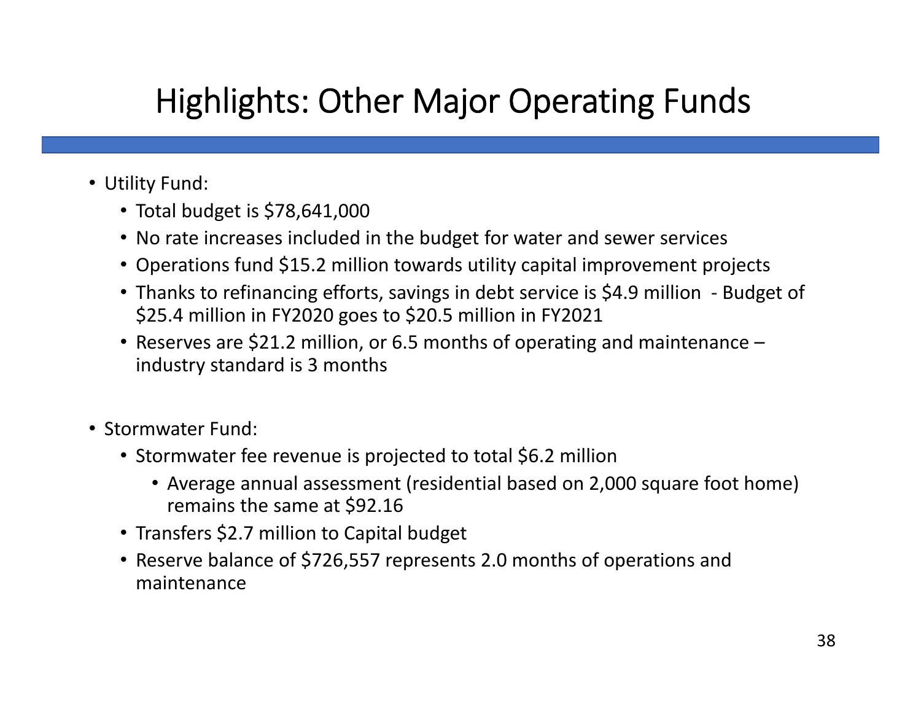# Highlights: Other Major Operating Funds

- Utility Fund:
  - Total budget is $78,641,000
  - No rate increases included in the budget for water and sewer services
  - Operations fund $15.2 million towards utility capital improvement projects
  - Thanks to refinancing efforts, savings in debt service is $4.9 million - Budget of $25.4 million in FY2020 goes to $20.5 million in FY2021
  - Reserves are $21.2 million, or 6.5 months of operating and maintenance – industry standard is 3 months

- Stormwater Fund:
  - Stormwater fee revenue is projected to total $6.2 million
    - Average annual assessment (residential based on 2,000 square foot home) remains the same at $92.16
  - Transfers $2.7 million to Capital budget
  - Reserve balance of $726,557 represents 2.0 months of operations and maintenance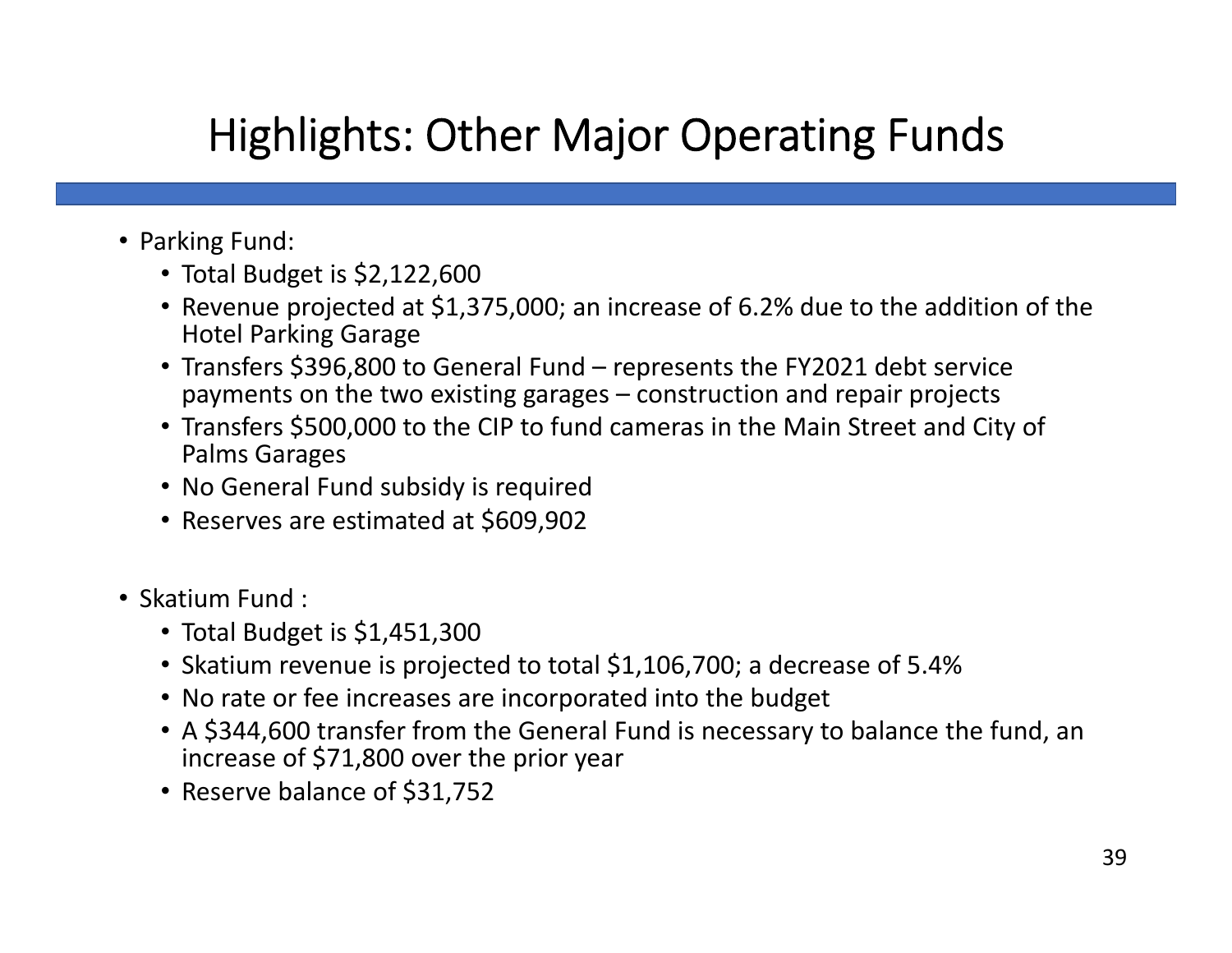# Highlights: Other Major Operating Funds

- Parking Fund:
  - Total Budget is $2,122,600
  - Revenue projected at $1,375,000; an increase of 6.2% due to the addition of the Hotel Parking Garage
  - Transfers $396,800 to General Fund – represents the FY2021 debt service payments on the two existing garages – construction and repair projects
  - Transfers $500,000 to the CIP to fund cameras in the Main Street and City of Palms Garages
  - No General Fund subsidy is required
  - Reserves are estimated at $609,902

- Skatium Fund :
  - Total Budget is $1,451,300
  - Skatium revenue is projected to total $1,106,700; a decrease of 5.4%
  - No rate or fee increases are incorporated into the budget
  - A $344,600 transfer from the General Fund is necessary to balance the fund, an increase of $71,800 over the prior year
  - Reserve balance of $31,752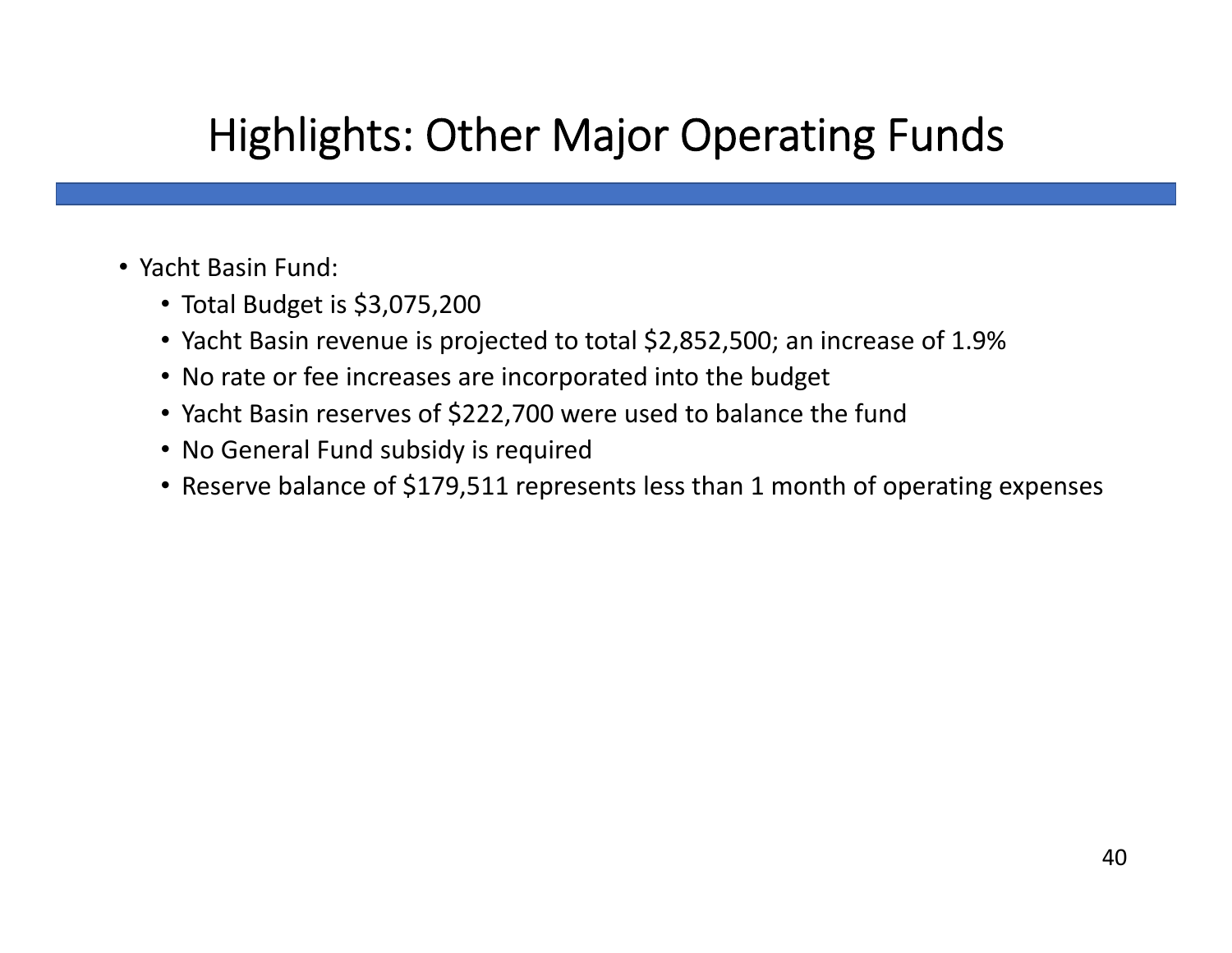# Highlights: Other Major Operating Funds

- Yacht Basin Fund:
  - Total Budget is $3,075,200
  - Yacht Basin revenue is projected to total $2,852,500; an increase of 1.9%
  - No rate or fee increases are incorporated into the budget
  - Yacht Basin reserves of $222,700 were used to balance the fund
  - No General Fund subsidy is required
  - Reserve balance of $179,511 represents less than 1 month of operating expenses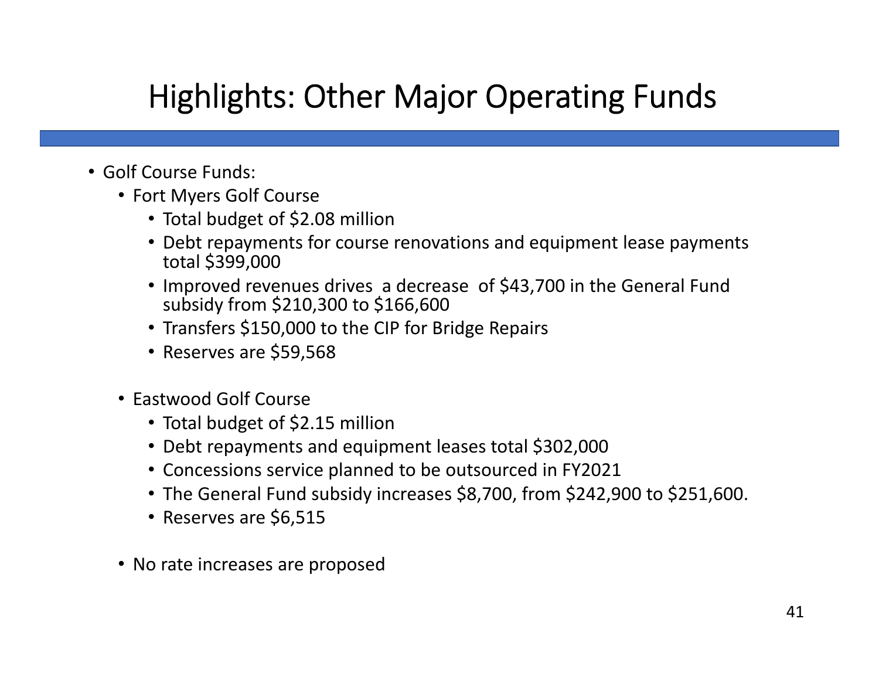# Highlights: Other Major Operating Funds

- Golf Course Funds:
  - Fort Myers Golf Course
    - Total budget of $2.08 million
    - Debt repayments for course renovations and equipment lease payments total $399,000
    - Improved revenues drives  a decrease  of $43,700 in the General Fund subsidy from $210,300 to $166,600
    - Transfers $150,000 to the CIP for Bridge Repairs
    - Reserves are $59,568
  - Eastwood Golf Course
    - Total budget of $2.15 million
    - Debt repayments and equipment leases total $302,000
    - Concessions service planned to be outsourced in FY2021
    - The General Fund subsidy increases $8,700, from $242,900 to $251,600.
    - Reserves are $6,515
  - No rate increases are proposed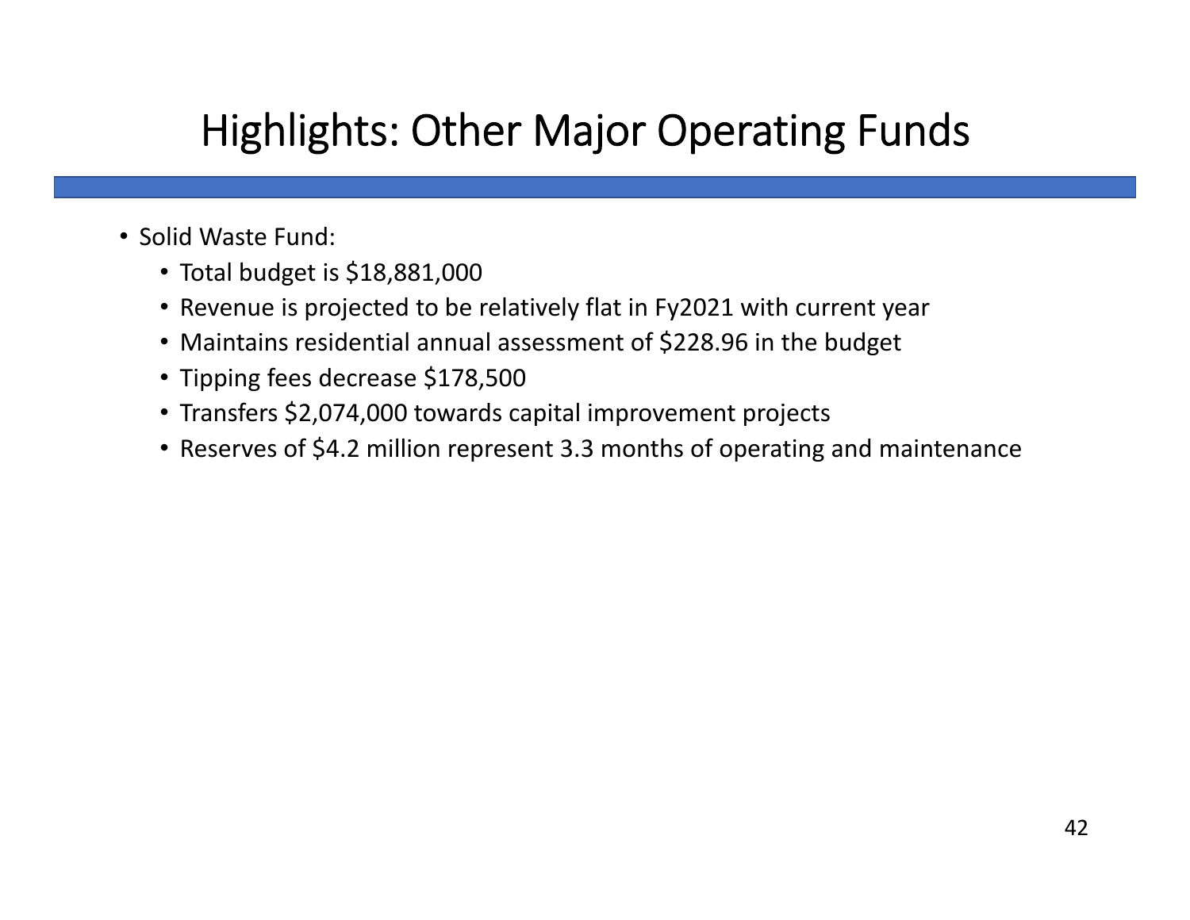# Highlights: Other Major Operating Funds

- Solid Waste Fund:
  - Total budget is $18,881,000
  - Revenue is projected to be relatively flat in Fy2021 with current year
  - Maintains residential annual assessment of $228.96 in the budget
  - Tipping fees decrease $178,500
  - Transfers $2,074,000 towards capital improvement projects
  - Reserves of $4.2 million represent 3.3 months of operating and maintenance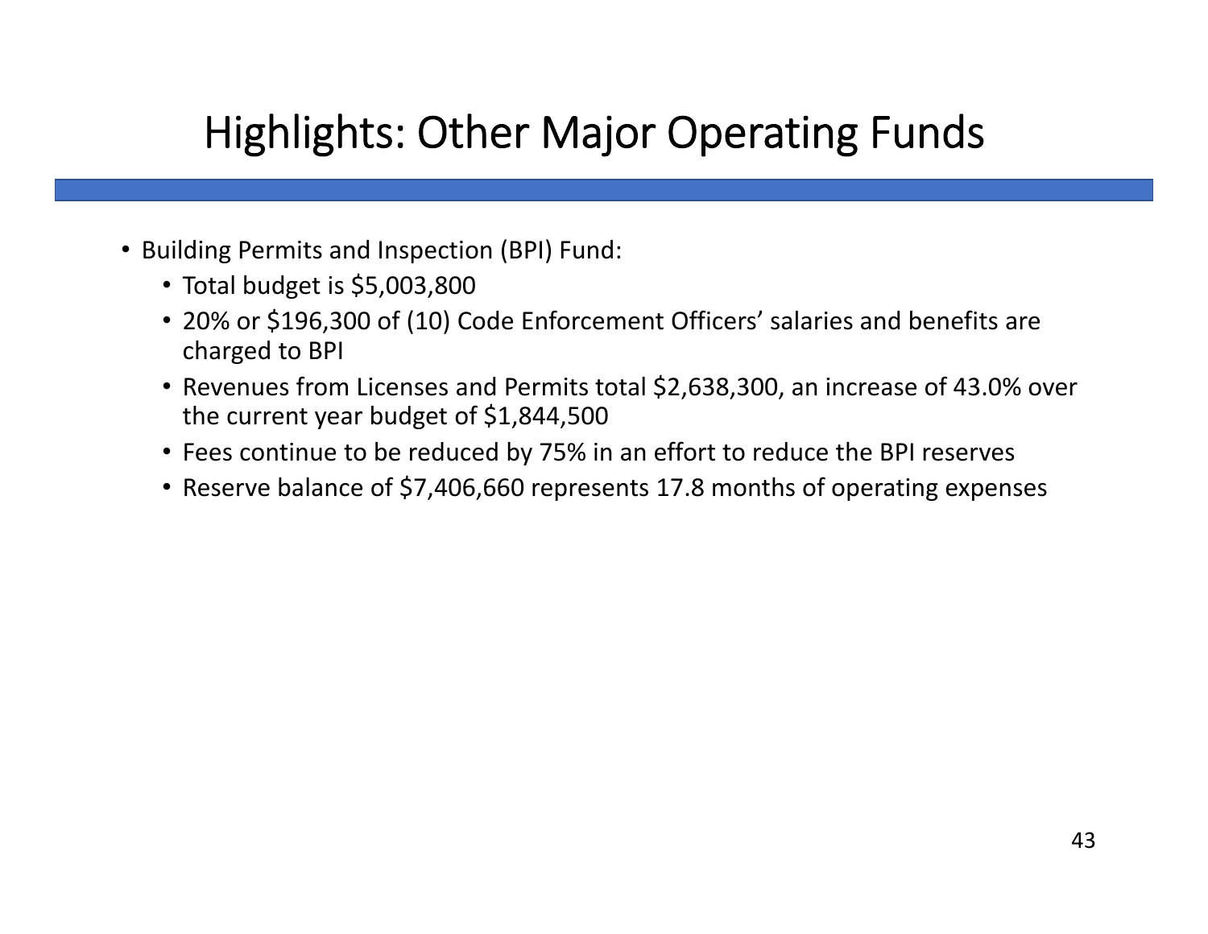# Highlights: Other Major Operating Funds

- Building Permits and Inspection (BPI) Fund:
  - Total budget is $5,003,800
  - 20% or $196,300 of (10) Code Enforcement Officers' salaries and benefits are charged to BPI
  - Revenues from Licenses and Permits total $2,638,300, an increase of 43.0% over the current year budget of $1,844,500
  - Fees continue to be reduced by 75% in an effort to reduce the BPI reserves
  - Reserve balance of $7,406,660 represents 17.8 months of operating expenses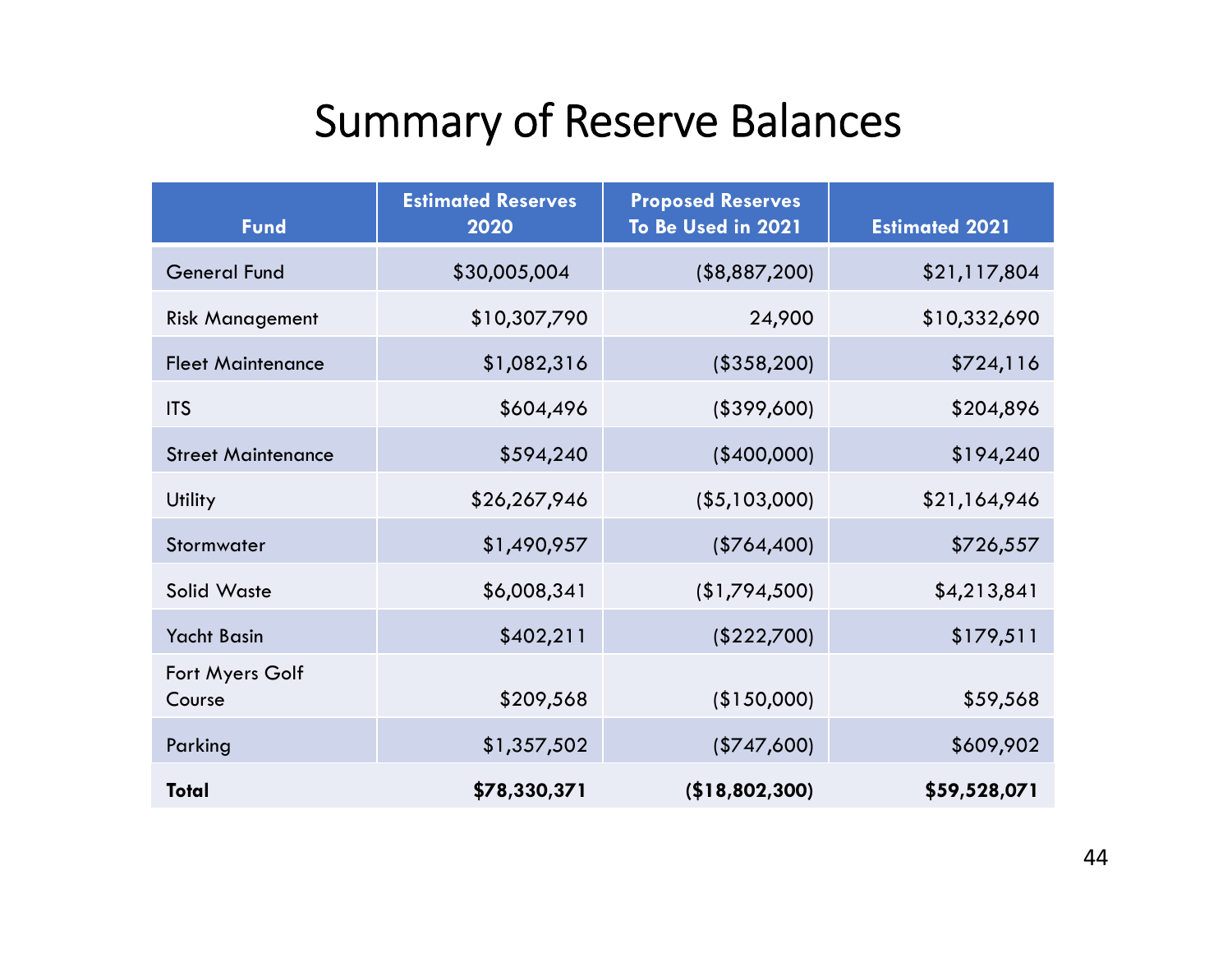# Summary of Reserve Balances

| Fund | Estimated Reserves 2020 | Proposed Reserves To Be Used in 2021 | Estimated 2021 |
|---|---|---|---|
| General Fund | $30,005,004 | ($8,887,200) | $21,117,804 |
| Risk Management | $10,307,790 | 24,900 | $10,332,690 |
| Fleet Maintenance | $1,082,316 | ($358,200) | $724,116 |
| ITS | $604,496 | ($399,600) | $204,896 |
| Street Maintenance | $594,240 | ($400,000) | $194,240 |
| Utility | $26,267,946 | ($5,103,000) | $21,164,946 |
| Stormwater | $1,490,957 | ($764,400) | $726,557 |
| Solid Waste | $6,008,341 | ($1,794,500) | $4,213,841 |
| Yacht Basin | $402,211 | ($222,700) | $179,511 |
| Fort Myers Golf Course | $209,568 | ($150,000) | $59,568 |
| Parking | $1,357,502 | ($747,600) | $609,902 |
| **Total** | **$78,330,371** | **($18,802,300)** | **$59,528,071** |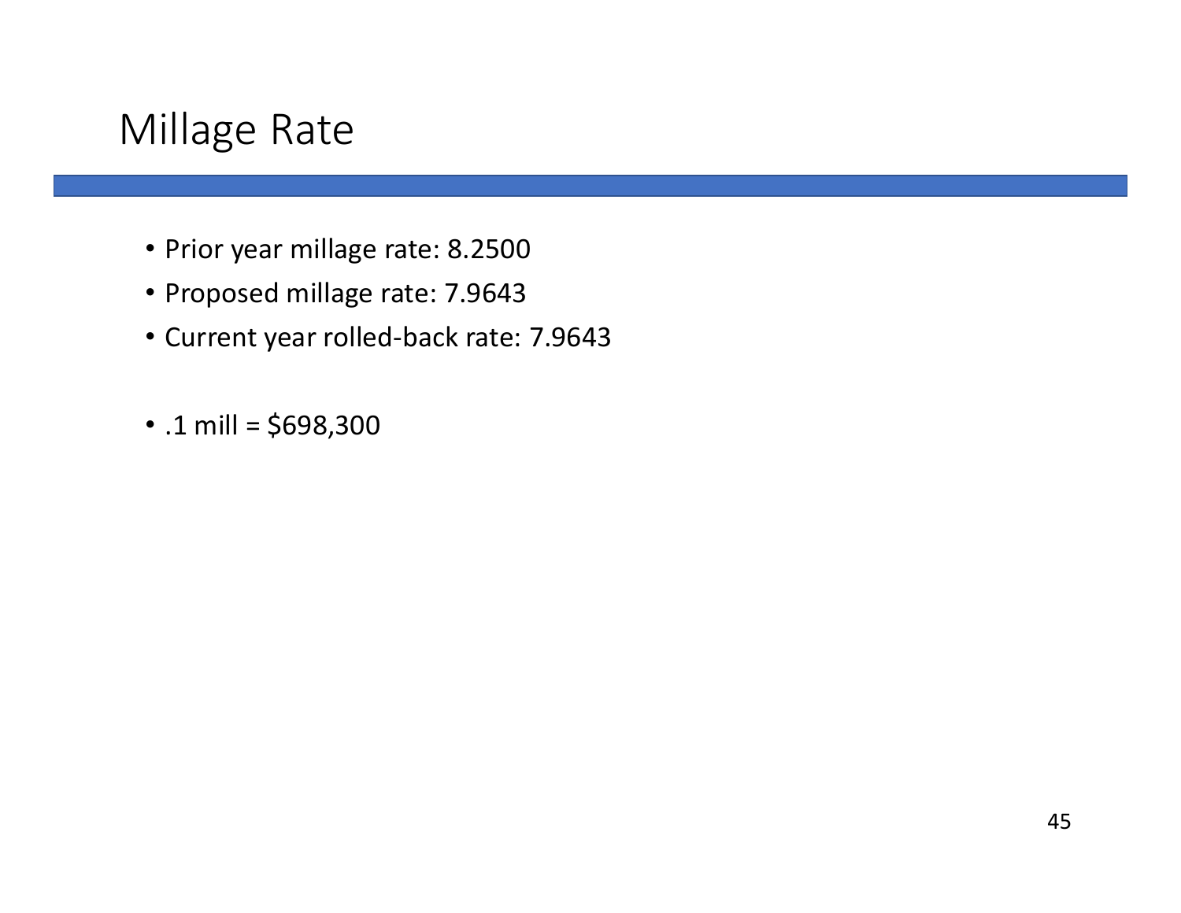# Millage Rate

- Prior year millage rate: 8.2500
- Proposed millage rate: 7.9643
- Current year rolled-back rate: 7.9643

- .1 mill = $698,300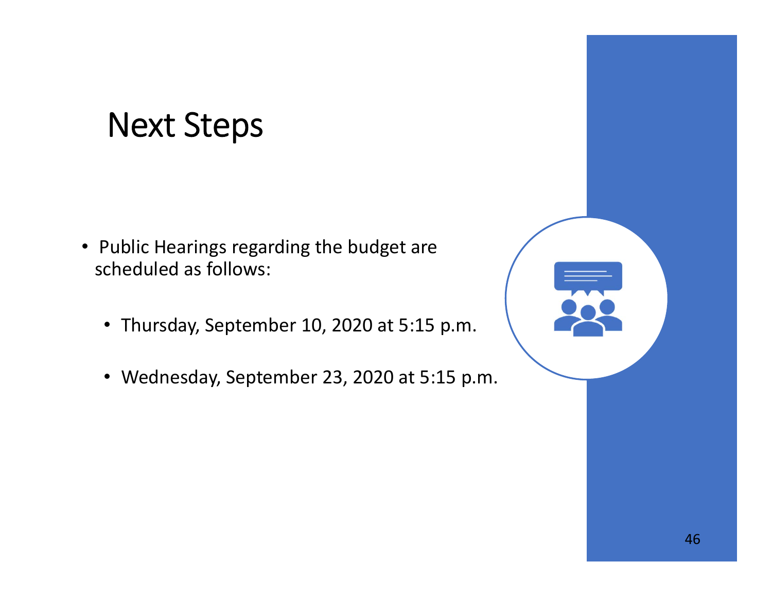# Next Steps

- Public Hearings regarding the budget are scheduled as follows:
  - Thursday, September 10, 2020 at 5:15 p.m.
  - Wednesday, September 23, 2020 at 5:15 p.m.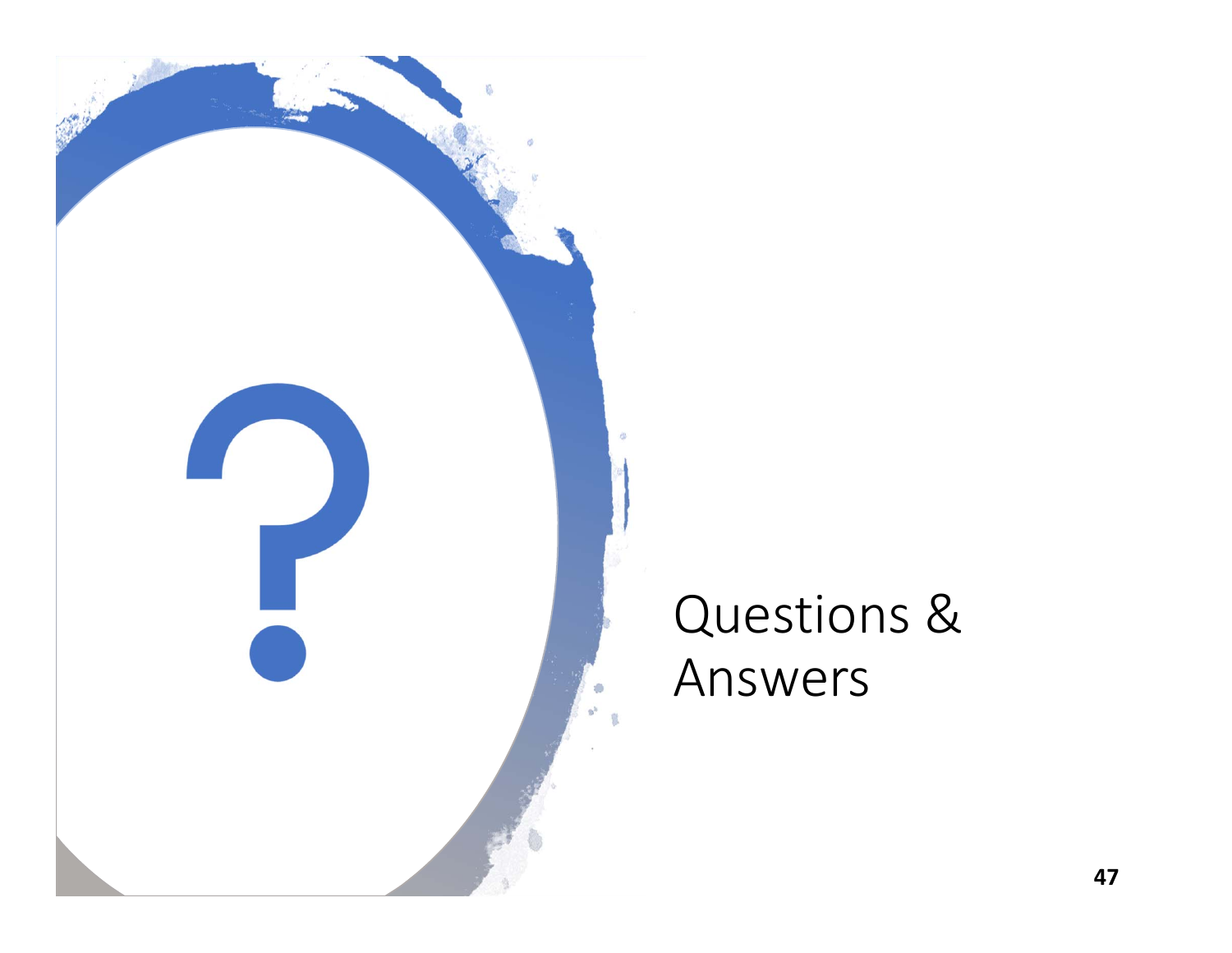# Questions & Answers